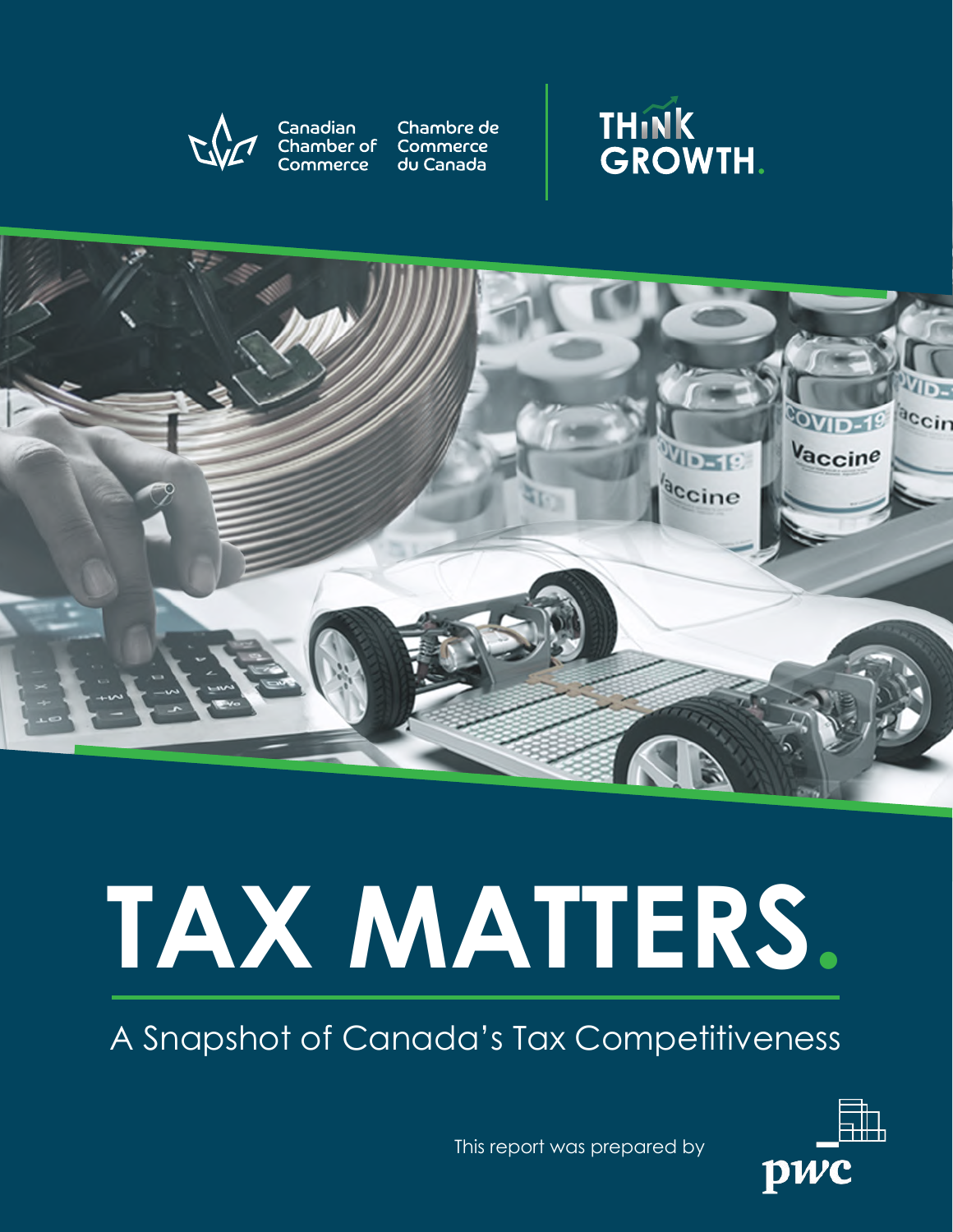Canadian Chamber of Commerce

Chambre de Commerce du Canada

THINK GROWTH.

# TAX MATTERS.

## A Snapshot of Canada's Tax Competitiveness

This report was prepared by pwc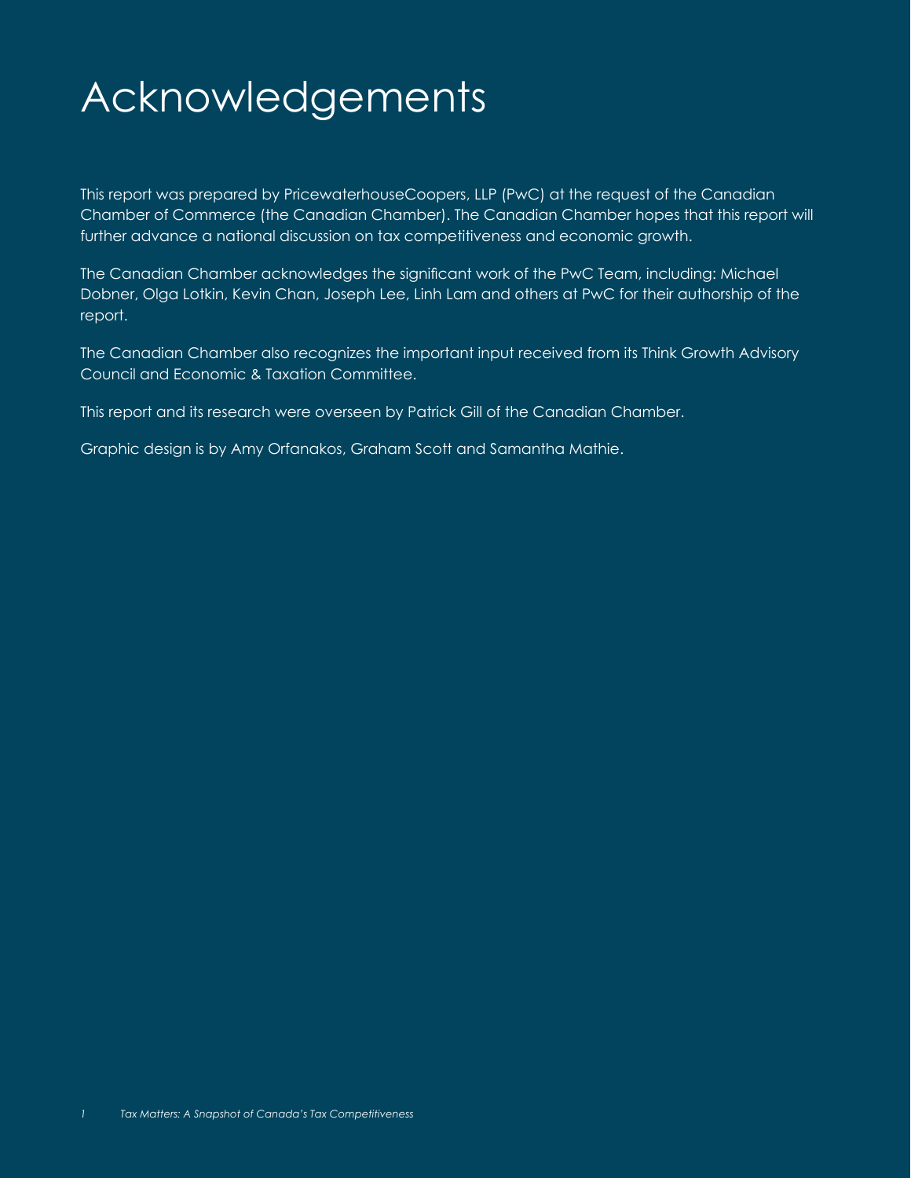# Acknowledgements

This report was prepared by PricewaterhouseCoopers, LLP (PwC) at the request of the Canadian Chamber of Commerce (the Canadian Chamber). The Canadian Chamber hopes that this report will further advance a national discussion on tax competitiveness and economic growth.

The Canadian Chamber acknowledges the significant work of the PwC Team, including: Michael Dobner, Olga Lotkin, Kevin Chan, Joseph Lee, Linh Lam and others at PwC for their authorship of the report.

The Canadian Chamber also recognizes the important input received from its Think Growth Advisory Council and Economic & Taxation Committee.

This report and its research were overseen by Patrick Gill of the Canadian Chamber.

Graphic design is by Amy Orfanakos, Graham Scott and Samantha Mathie.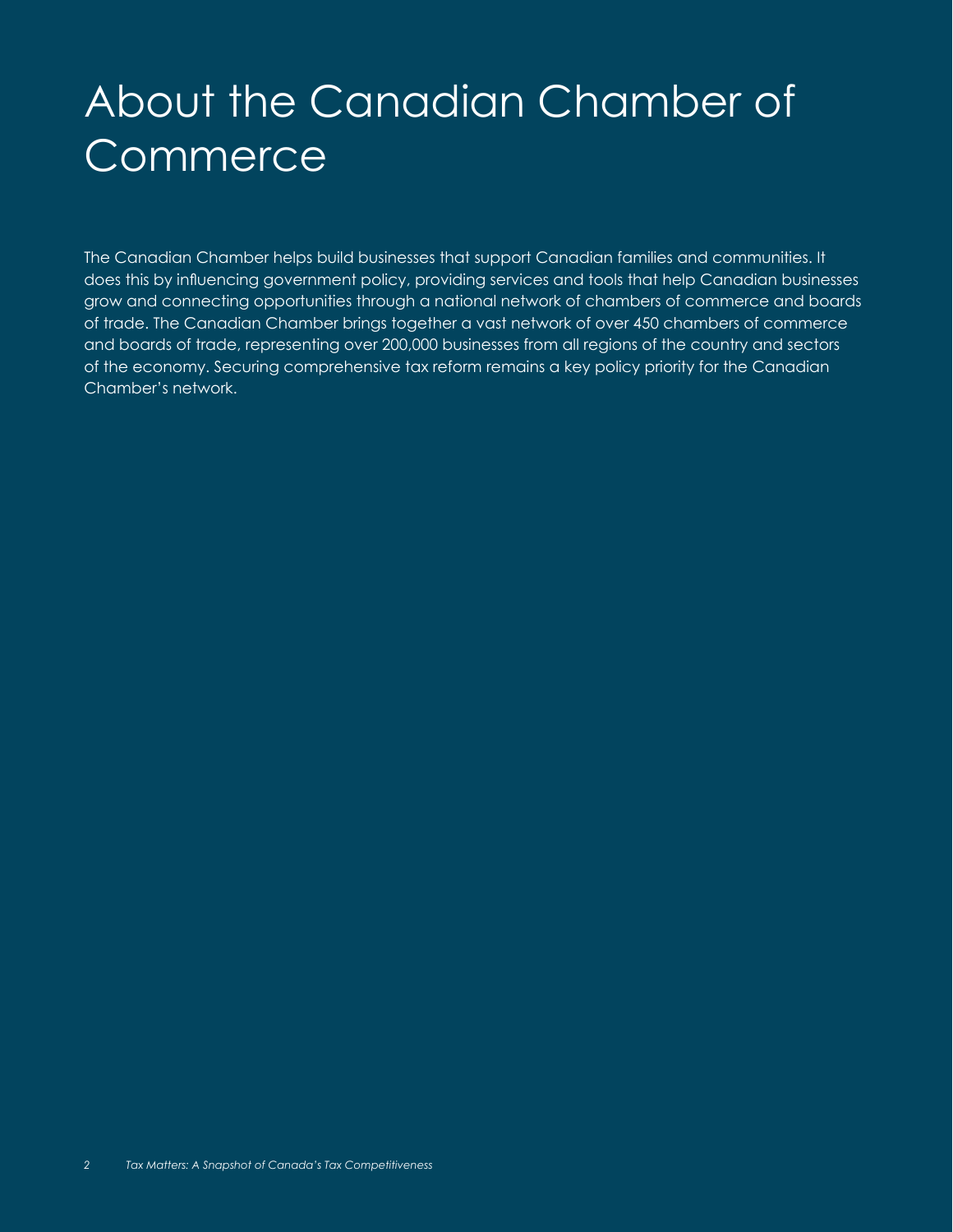# About the Canadian Chamber of Commerce

The Canadian Chamber helps build businesses that support Canadian families and communities. It does this by influencing government policy, providing services and tools that help Canadian businesses grow and connecting opportunities through a national network of chambers of commerce and boards of trade. The Canadian Chamber brings together a vast network of over 450 chambers of commerce and boards of trade, representing over 200,000 businesses from all regions of the country and sectors of the economy. Securing comprehensive tax reform remains a key policy priority for the Canadian Chamber's network.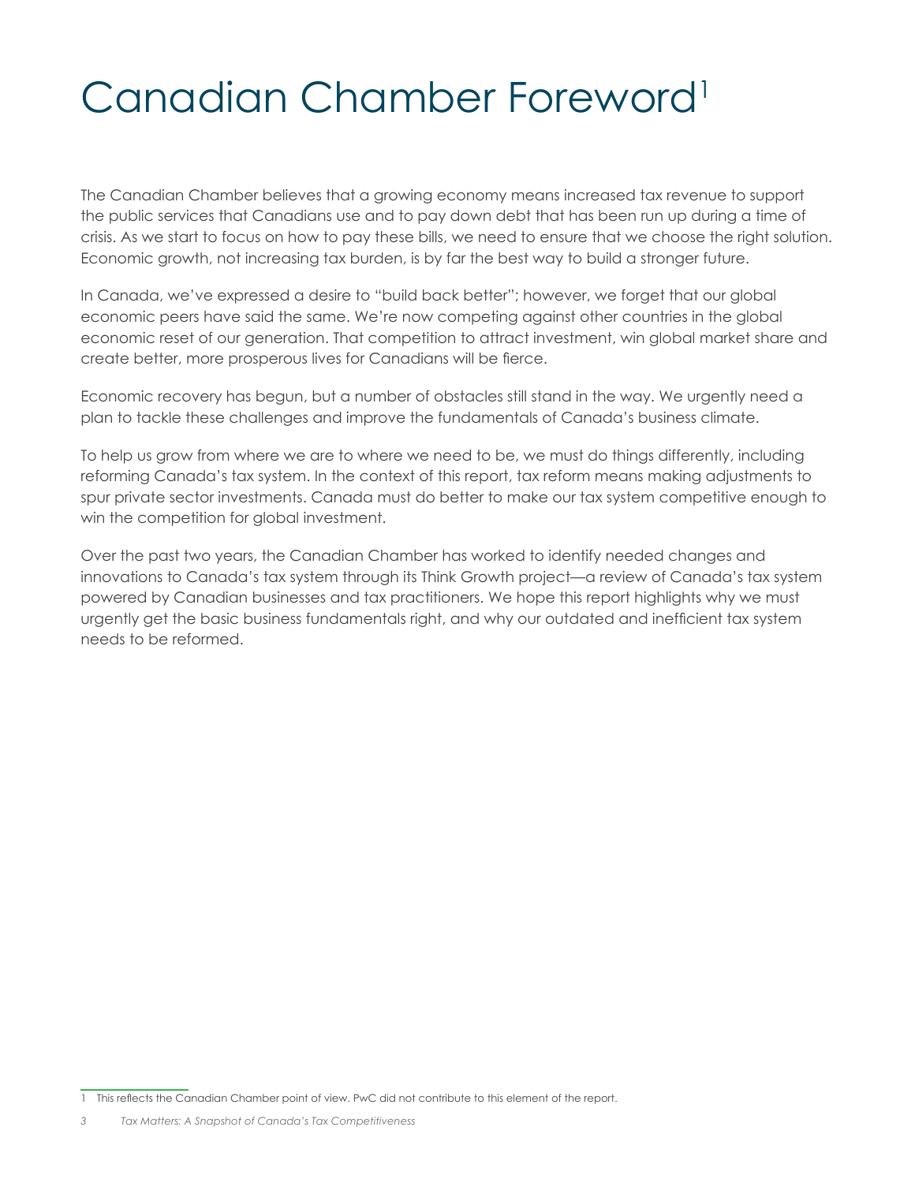# Canadian Chamber Foreword[1]

The Canadian Chamber believes that a growing economy means increased tax revenue to support the public services that Canadians use and to pay down debt that has been run up during a time of crisis. As we start to focus on how to pay these bills, we need to ensure that we choose the right solution. Economic growth, not increasing tax burden, is by far the best way to build a stronger future.

In Canada, we've expressed a desire to "build back better"; however, we forget that our global economic peers have said the same. We're now competing against other countries in the global economic reset of our generation. That competition to attract investment, win global market share and create better, more prosperous lives for Canadians will be fierce.

Economic recovery has begun, but a number of obstacles still stand in the way. We urgently need a plan to tackle these challenges and improve the fundamentals of Canada's business climate.

To help us grow from where we are to where we need to be, we must do things differently, including reforming Canada's tax system. In the context of this report, tax reform means making adjustments to spur private sector investments. Canada must do better to make our tax system competitive enough to win the competition for global investment.

Over the past two years, the Canadian Chamber has worked to identify needed changes and innovations to Canada's tax system through its Think Growth project—a review of Canada's tax system powered by Canadian businesses and tax practitioners. We hope this report highlights why we must urgently get the basic business fundamentals right, and why our outdated and inefficient tax system needs to be reformed.

---

1 This reflects the Canadian Chamber point of view. PwC did not contribute to this element of the report.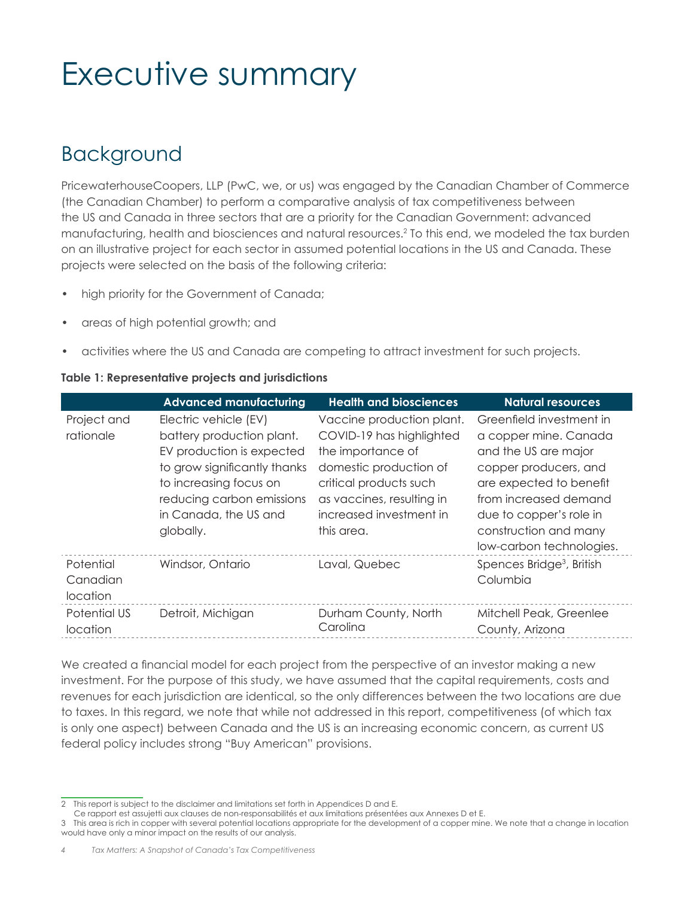# Executive summary

## Background

PricewaterhouseCoopers, LLP (PwC, we, or us) was engaged by the Canadian Chamber of Commerce (the Canadian Chamber) to perform a comparative analysis of tax competitiveness between the US and Canada in three sectors that are a priority for the Canadian Government: advanced manufacturing, health and biosciences and natural resources.[2] To this end, we modeled the tax burden on an illustrative project for each sector in assumed potential locations in the US and Canada. These projects were selected on the basis of the following criteria:

- high priority for the Government of Canada;
- areas of high potential growth; and
- activities where the US and Canada are competing to attract investment for such projects.

**Table 1: Representative projects and jurisdictions**

| | Advanced manufacturing | Health and biosciences | Natural resources |
|---|---|---|---|
| Project and rationale | Electric vehicle (EV) battery production plant. EV production is expected to grow significantly thanks to increasing focus on reducing carbon emissions in Canada, the US and globally. | Vaccine production plant. COVID-19 has highlighted the importance of domestic production of critical products such as vaccines, resulting in increased investment in this area. | Greenfield investment in a copper mine. Canada and the US are major copper producers, and are expected to benefit from increased demand due to copper's role in construction and many low-carbon technologies. |
| Potential Canadian location | Windsor, Ontario | Laval, Quebec | Spences Bridge[3], British Columbia |
| Potential US location | Detroit, Michigan | Durham County, North Carolina | Mitchell Peak, Greenlee County, Arizona |

We created a financial model for each project from the perspective of an investor making a new investment. For the purpose of this study, we have assumed that the capital requirements, costs and revenues for each jurisdiction are identical, so the only differences between the two locations are due to taxes. In this regard, we note that while not addressed in this report, competitiveness (of which tax is only one aspect) between Canada and the US is an increasing economic concern, as current US federal policy includes strong "Buy American" provisions.

---

2 This report is subject to the disclaimer and limitations set forth in Appendices D and E.
Ce rapport est assujetti aux clauses de non-responsabilités et aux limitations présentées aux Annexes D et E.

3 This area is rich in copper with several potential locations appropriate for the development of a copper mine. We note that a change in location would have only a minor impact on the results of our analysis.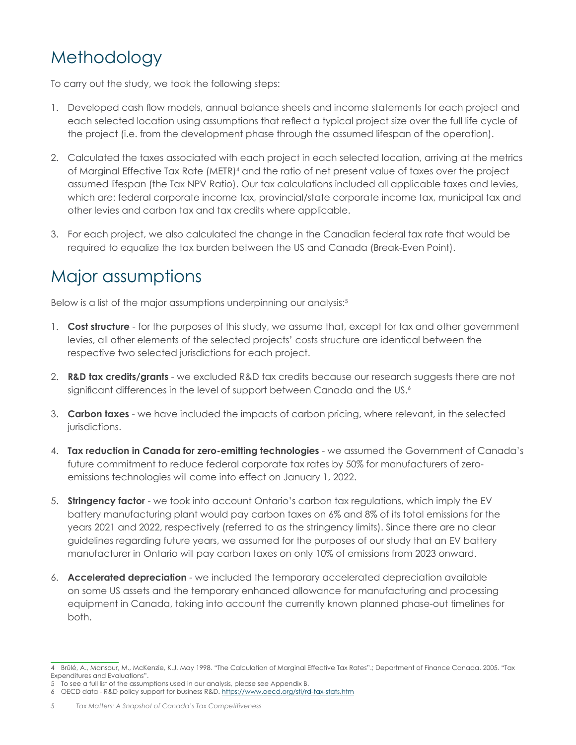# Methodology

To carry out the study, we took the following steps:

1. Developed cash flow models, annual balance sheets and income statements for each project and each selected location using assumptions that reflect a typical project size over the full life cycle of the project (i.e. from the development phase through the assumed lifespan of the operation).
2. Calculated the taxes associated with each project in each selected location, arriving at the metrics of Marginal Effective Tax Rate (METR)[4] and the ratio of net present value of taxes over the project assumed lifespan (the Tax NPV Ratio). Our tax calculations included all applicable taxes and levies, which are: federal corporate income tax, provincial/state corporate income tax, municipal tax and other levies and carbon tax and tax credits where applicable.
3. For each project, we also calculated the change in the Canadian federal tax rate that would be required to equalize the tax burden between the US and Canada (Break-Even Point).

# Major assumptions

Below is a list of the major assumptions underpinning our analysis:[5]

1. **Cost structure** - for the purposes of this study, we assume that, except for tax and other government levies, all other elements of the selected projects' costs structure are identical between the respective two selected jurisdictions for each project.
2. **R&D tax credits/grants** - we excluded R&D tax credits because our research suggests there are not significant differences in the level of support between Canada and the US.[6]
3. **Carbon taxes** - we have included the impacts of carbon pricing, where relevant, in the selected jurisdictions.
4. **Tax reduction in Canada for zero-emitting technologies** - we assumed the Government of Canada's future commitment to reduce federal corporate tax rates by 50% for manufacturers of zero-emissions technologies will come into effect on January 1, 2022.
5. **Stringency factor** - we took into account Ontario's carbon tax regulations, which imply the EV battery manufacturing plant would pay carbon taxes on 6% and 8% of its total emissions for the years 2021 and 2022, respectively (referred to as the stringency limits). Since there are no clear guidelines regarding future years, we assumed for the purposes of our study that an EV battery manufacturer in Ontario will pay carbon taxes on only 10% of emissions from 2023 onward.
6. **Accelerated depreciation** - we included the temporary accelerated depreciation available on some US assets and the temporary enhanced allowance for manufacturing and processing equipment in Canada, taking into account the currently known planned phase-out timelines for both.

---

4 Brûlé, A., Mansour, M., McKenzie, K.J. May 1998. "The Calculation of Marginal Effective Tax Rates".; Department of Finance Canada. 2005. "Tax Expenditures and Evaluations".

5 To see a full list of the assumptions used in our analysis, please see Appendix B.

6 OECD data - R&D policy support for business R&D. https://www.oecd.org/sti/rd-tax-stats.htm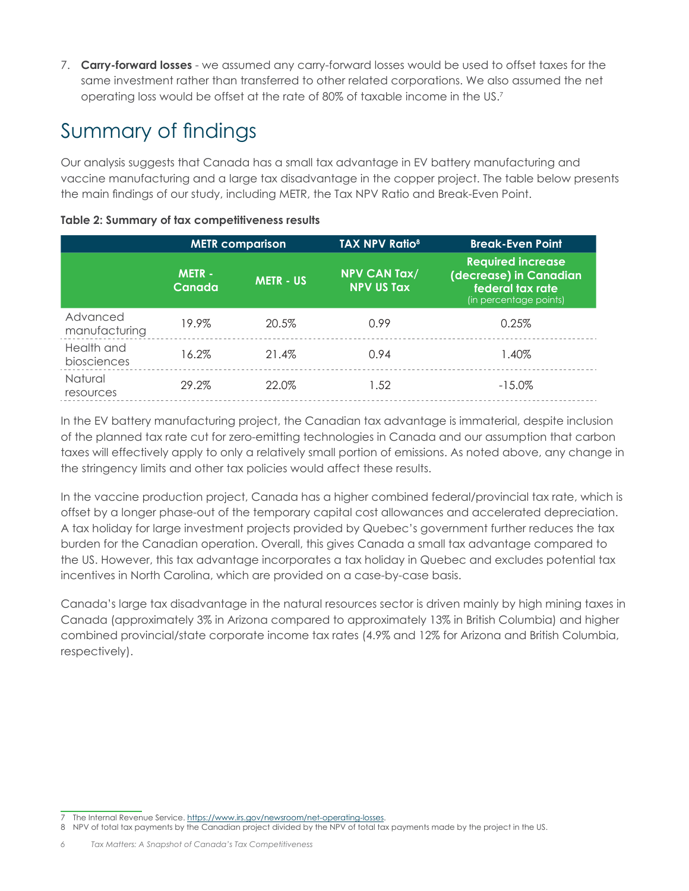7. **Carry-forward losses** - we assumed any carry-forward losses would be used to offset taxes for the same investment rather than transferred to other related corporations. We also assumed the net operating loss would be offset at the rate of 80% of taxable income in the US.[7]

## Summary of findings

Our analysis suggests that Canada has a small tax advantage in EV battery manufacturing and vaccine manufacturing and a large tax disadvantage in the copper project. The table below presents the main findings of our study, including METR, the Tax NPV Ratio and Break-Even Point.

**Table 2: Summary of tax competitiveness results**

| | METR comparison | | TAX NPV Ratio[8] | Break-Even Point |
|---|---|---|---|---|
| | METR - Canada | METR - US | NPV CAN Tax/ NPV US Tax | Required increase (decrease) in Canadian federal tax rate (in percentage points) |
| Advanced manufacturing | 19.9% | 20.5% | 0.99 | 0.25% |
| Health and biosciences | 16.2% | 21.4% | 0.94 | 1.40% |
| Natural resources | 29.2% | 22.0% | 1.52 | -15.0% |

In the EV battery manufacturing project, the Canadian tax advantage is immaterial, despite inclusion of the planned tax rate cut for zero-emitting technologies in Canada and our assumption that carbon taxes will effectively apply to only a relatively small portion of emissions. As noted above, any change in the stringency limits and other tax policies would affect these results.

In the vaccine production project, Canada has a higher combined federal/provincial tax rate, which is offset by a longer phase-out of the temporary capital cost allowances and accelerated depreciation. A tax holiday for large investment projects provided by Quebec's government further reduces the tax burden for the Canadian operation. Overall, this gives Canada a small tax advantage compared to the US. However, this tax advantage incorporates a tax holiday in Quebec and excludes potential tax incentives in North Carolina, which are provided on a case-by-case basis.

Canada's large tax disadvantage in the natural resources sector is driven mainly by high mining taxes in Canada (approximately 3% in Arizona compared to approximately 13% in British Columbia) and higher combined provincial/state corporate income tax rates (4.9% and 12% for Arizona and British Columbia, respectively).

---

[7] The Internal Revenue Service. https://www.irs.gov/newsroom/net-operating-losses.

[8] NPV of total tax payments by the Canadian project divided by the NPV of total tax payments made by the project in the US.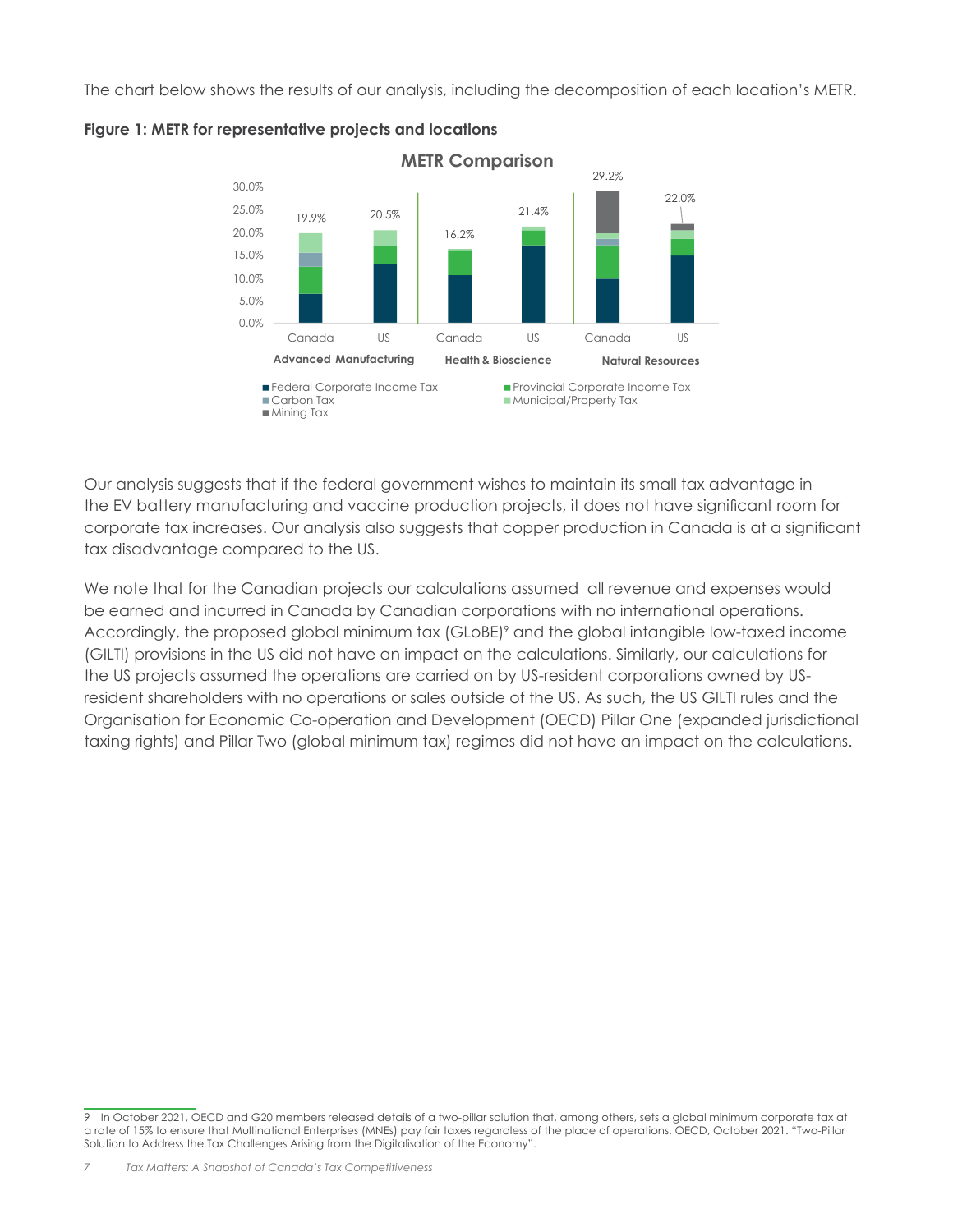The chart below shows the results of our analysis, including the decomposition of each location's METR.

**Figure 1: METR for representative projects and locations**

Our analysis suggests that if the federal government wishes to maintain its small tax advantage in the EV battery manufacturing and vaccine production projects, it does not have significant room for corporate tax increases. Our analysis also suggests that copper production in Canada is at a significant tax disadvantage compared to the US.

We note that for the Canadian projects our calculations assumed all revenue and expenses would be earned and incurred in Canada by Canadian corporations with no international operations. Accordingly, the proposed global minimum tax (GLoBE)[9] and the global intangible low-taxed income (GILTI) provisions in the US did not have an impact on the calculations. Similarly, our calculations for the US projects assumed the operations are carried on by US-resident corporations owned by US-resident shareholders with no operations or sales outside of the US. As such, the US GILTI rules and the Organisation for Economic Co-operation and Development (OECD) Pillar One (expanded jurisdictional taxing rights) and Pillar Two (global minimum tax) regimes did not have an impact on the calculations.

9 In October 2021, OECD and G20 members released details of a two-pillar solution that, among others, sets a global minimum corporate tax at a rate of 15% to ensure that Multinational Enterprises (MNEs) pay fair taxes regardless of the place of operations. OECD, October 2021. "Two-Pillar Solution to Address the Tax Challenges Arising from the Digitalisation of the Economy".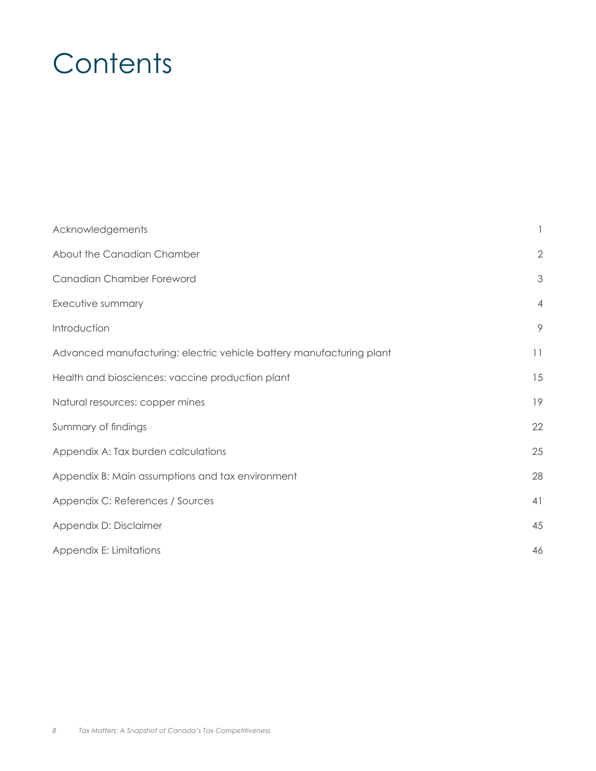# Contents

| | |
|---|---|
| Acknowledgements | 1 |
| About the Canadian Chamber | 2 |
| Canadian Chamber Foreword | 3 |
| Executive summary | 4 |
| Introduction | 9 |
| Advanced manufacturing: electric vehicle battery manufacturing plant | 11 |
| Health and biosciences: vaccine production plant | 15 |
| Natural resources: copper mines | 19 |
| Summary of findings | 22 |
| Appendix A: Tax burden calculations | 25 |
| Appendix B: Main assumptions and tax environment | 28 |
| Appendix C: References / Sources | 41 |
| Appendix D: Disclaimer | 45 |
| Appendix E: Limitations | 46 |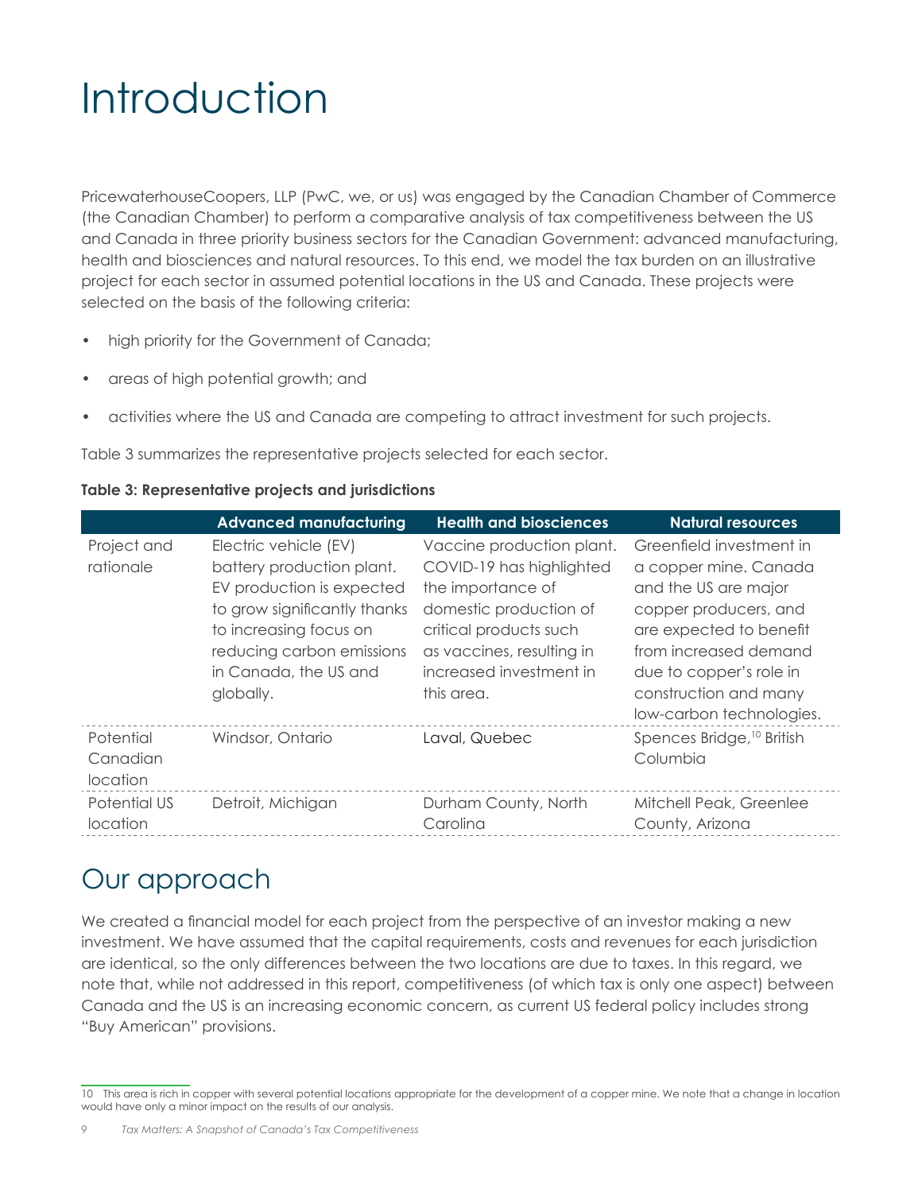# Introduction

PricewaterhouseCoopers, LLP (PwC, we, or us) was engaged by the Canadian Chamber of Commerce (the Canadian Chamber) to perform a comparative analysis of tax competitiveness between the US and Canada in three priority business sectors for the Canadian Government: advanced manufacturing, health and biosciences and natural resources. To this end, we model the tax burden on an illustrative project for each sector in assumed potential locations in the US and Canada. These projects were selected on the basis of the following criteria:

- high priority for the Government of Canada;
- areas of high potential growth; and
- activities where the US and Canada are competing to attract investment for such projects.

Table 3 summarizes the representative projects selected for each sector.

**Table 3: Representative projects and jurisdictions**

| | Advanced manufacturing | Health and biosciences | Natural resources |
|---|---|---|---|
| Project and rationale | Electric vehicle (EV) battery production plant. EV production is expected to grow significantly thanks to increasing focus on reducing carbon emissions in Canada, the US and globally. | Vaccine production plant. COVID-19 has highlighted the importance of domestic production of critical products such as vaccines, resulting in increased investment in this area. | Greenfield investment in a copper mine. Canada and the US are major copper producers, and are expected to benefit from increased demand due to copper's role in construction and many low-carbon technologies. |
| Potential Canadian location | Windsor, Ontario | Laval, Quebec | Spences Bridge,[10] British Columbia |
| Potential US location | Detroit, Michigan | Durham County, North Carolina | Mitchell Peak, Greenlee County, Arizona |

## Our approach

We created a financial model for each project from the perspective of an investor making a new investment. We have assumed that the capital requirements, costs and revenues for each jurisdiction are identical, so the only differences between the two locations are due to taxes. In this regard, we note that, while not addressed in this report, competitiveness (of which tax is only one aspect) between Canada and the US is an increasing economic concern, as current US federal policy includes strong "Buy American" provisions.

10 This area is rich in copper with several potential locations appropriate for the development of a copper mine. We note that a change in location would have only a minor impact on the results of our analysis.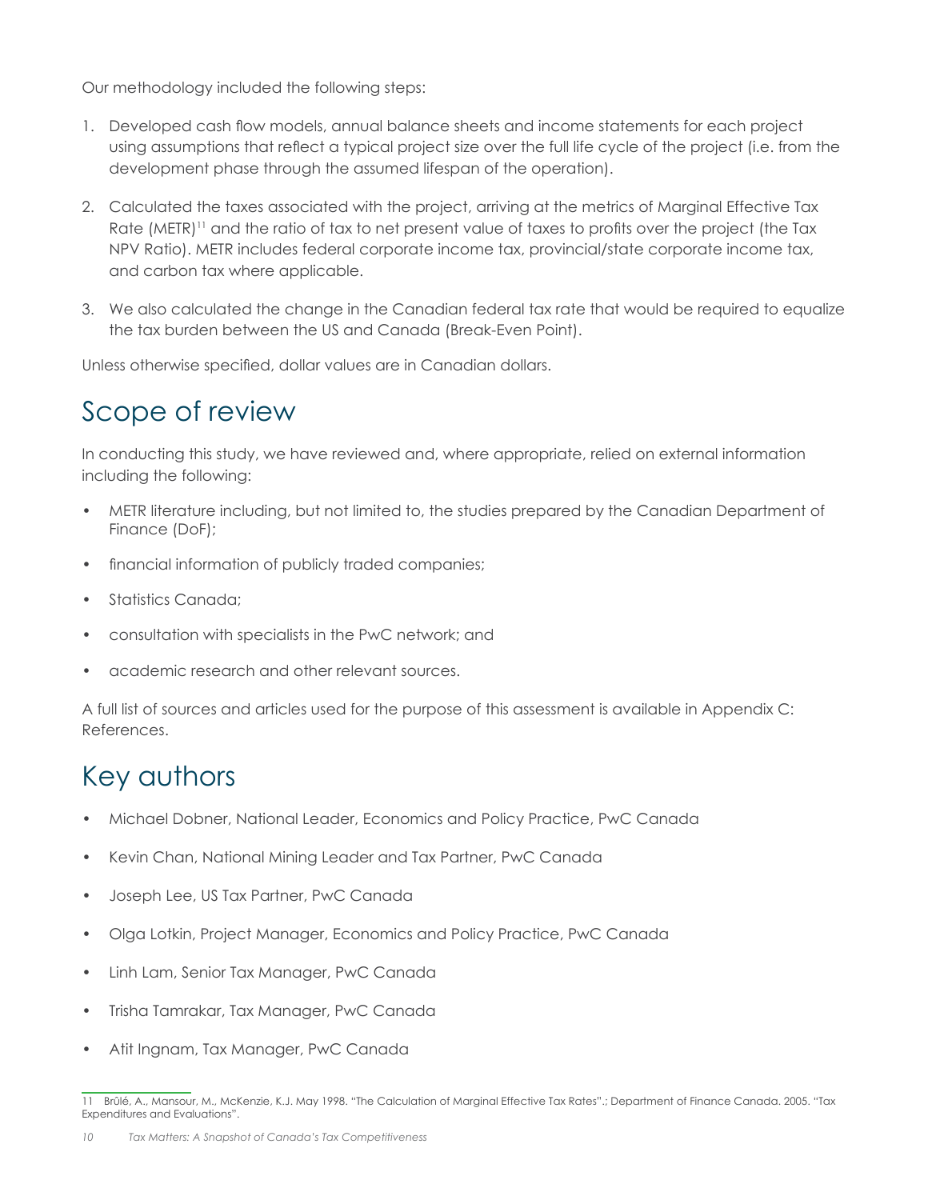Our methodology included the following steps:

1. Developed cash flow models, annual balance sheets and income statements for each project using assumptions that reflect a typical project size over the full life cycle of the project (i.e. from the development phase through the assumed lifespan of the operation).
2. Calculated the taxes associated with the project, arriving at the metrics of Marginal Effective Tax Rate (METR)[11] and the ratio of tax to net present value of taxes to profits over the project (the Tax NPV Ratio). METR includes federal corporate income tax, provincial/state corporate income tax, and carbon tax where applicable.
3. We also calculated the change in the Canadian federal tax rate that would be required to equalize the tax burden between the US and Canada (Break-Even Point).

Unless otherwise specified, dollar values are in Canadian dollars.

# Scope of review

In conducting this study, we have reviewed and, where appropriate, relied on external information including the following:

- METR literature including, but not limited to, the studies prepared by the Canadian Department of Finance (DoF);
- financial information of publicly traded companies;
- Statistics Canada;
- consultation with specialists in the PwC network; and
- academic research and other relevant sources.

A full list of sources and articles used for the purpose of this assessment is available in Appendix C: References.

# Key authors

- Michael Dobner, National Leader, Economics and Policy Practice, PwC Canada
- Kevin Chan, National Mining Leader and Tax Partner, PwC Canada
- Joseph Lee, US Tax Partner, PwC Canada
- Olga Lotkin, Project Manager, Economics and Policy Practice, PwC Canada
- Linh Lam, Senior Tax Manager, PwC Canada
- Trisha Tamrakar, Tax Manager, PwC Canada
- Atit Ingnam, Tax Manager, PwC Canada

11 Brûlé, A., Mansour, M., McKenzie, K.J. May 1998. "The Calculation of Marginal Effective Tax Rates".; Department of Finance Canada. 2005. "Tax Expenditures and Evaluations".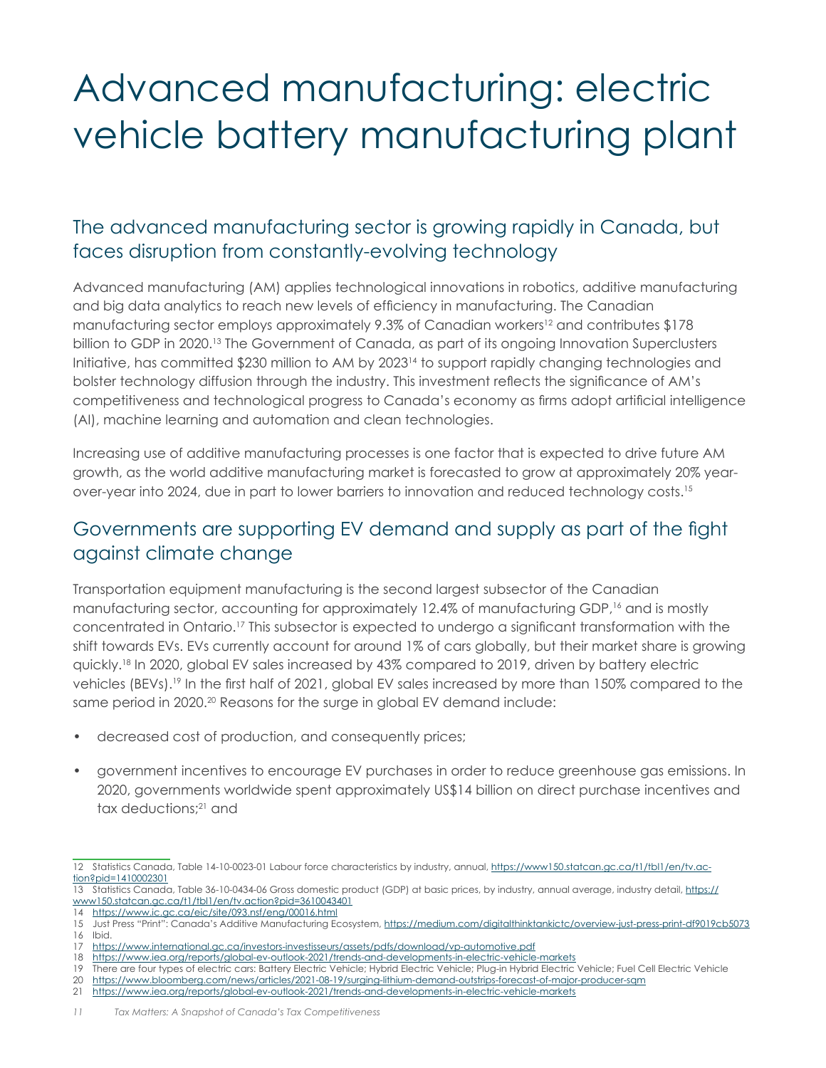# Advanced manufacturing: electric vehicle battery manufacturing plant

## The advanced manufacturing sector is growing rapidly in Canada, but faces disruption from constantly-evolving technology

Advanced manufacturing (AM) applies technological innovations in robotics, additive manufacturing and big data analytics to reach new levels of efficiency in manufacturing. The Canadian manufacturing sector employs approximately 9.3% of Canadian workers[12] and contributes $178 billion to GDP in 2020.[13] The Government of Canada, as part of its ongoing Innovation Superclusters Initiative, has committed $230 million to AM by 2023[14] to support rapidly changing technologies and bolster technology diffusion through the industry. This investment reflects the significance of AM's competitiveness and technological progress to Canada's economy as firms adopt artificial intelligence (AI), machine learning and automation and clean technologies.

Increasing use of additive manufacturing processes is one factor that is expected to drive future AM growth, as the world additive manufacturing market is forecasted to grow at approximately 20% year-over-year into 2024, due in part to lower barriers to innovation and reduced technology costs.[15]

## Governments are supporting EV demand and supply as part of the fight against climate change

Transportation equipment manufacturing is the second largest subsector of the Canadian manufacturing sector, accounting for approximately 12.4% of manufacturing GDP,[16] and is mostly concentrated in Ontario.[17] This subsector is expected to undergo a significant transformation with the shift towards EVs. EVs currently account for around 1% of cars globally, but their market share is growing quickly.[18] In 2020, global EV sales increased by 43% compared to 2019, driven by battery electric vehicles (BEVs).[19] In the first half of 2021, global EV sales increased by more than 150% compared to the same period in 2020.[20] Reasons for the surge in global EV demand include:

- decreased cost of production, and consequently prices;
- government incentives to encourage EV purchases in order to reduce greenhouse gas emissions. In 2020, governments worldwide spent approximately US$14 billion on direct purchase incentives and tax deductions;[21] and

---

12 Statistics Canada, Table 14-10-0023-01 Labour force characteristics by industry, annual, https://www150.statcan.gc.ca/t1/tbl1/en/tv.action?pid=1410002301

13 Statistics Canada, Table 36-10-0434-06 Gross domestic product (GDP) at basic prices, by industry, annual average, industry detail, https://www150.statcan.gc.ca/t1/tbl1/en/tv.action?pid=3610043401

14 https://www.ic.gc.ca/eic/site/093.nsf/eng/00016.html

15 Just Press "Print": Canada's Additive Manufacturing Ecosystem, https://medium.com/digitalthinktankictc/overview-just-press-print-df9019cb5073

16 Ibid.

17 https://www.international.gc.ca/investors-investisseurs/assets/pdfs/download/vp-automotive.pdf

18 https://www.iea.org/reports/global-ev-outlook-2021/trends-and-developments-in-electric-vehicle-markets

19 There are four types of electric cars: Battery Electric Vehicle; Hybrid Electric Vehicle; Plug-in Hybrid Electric Vehicle; Fuel Cell Electric Vehicle

20 https://www.bloomberg.com/news/articles/2021-08-19/surging-lithium-demand-outstrips-forecast-of-major-producer-sqm

21 https://www.iea.org/reports/global-ev-outlook-2021/trends-and-developments-in-electric-vehicle-markets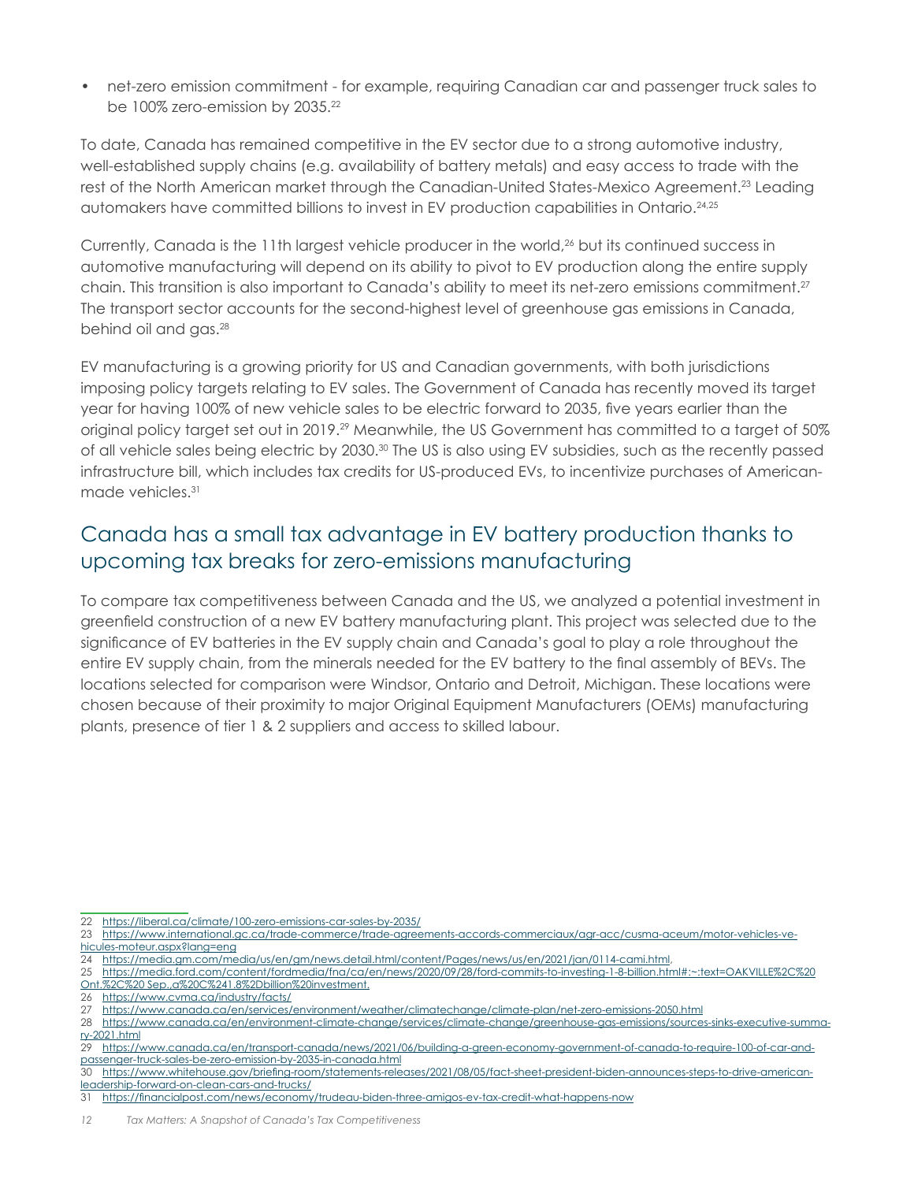- net-zero emission commitment - for example, requiring Canadian car and passenger truck sales to be 100% zero-emission by 2035.[22]

To date, Canada has remained competitive in the EV sector due to a strong automotive industry, well-established supply chains (e.g. availability of battery metals) and easy access to trade with the rest of the North American market through the Canadian-United States-Mexico Agreement.[23] Leading automakers have committed billions to invest in EV production capabilities in Ontario.[24,25]

Currently, Canada is the 11th largest vehicle producer in the world,[26] but its continued success in automotive manufacturing will depend on its ability to pivot to EV production along the entire supply chain. This transition is also important to Canada's ability to meet its net-zero emissions commitment.[27] The transport sector accounts for the second-highest level of greenhouse gas emissions in Canada, behind oil and gas.[28]

EV manufacturing is a growing priority for US and Canadian governments, with both jurisdictions imposing policy targets relating to EV sales. The Government of Canada has recently moved its target year for having 100% of new vehicle sales to be electric forward to 2035, five years earlier than the original policy target set out in 2019.[29] Meanwhile, the US Government has committed to a target of 50% of all vehicle sales being electric by 2030.[30] The US is also using EV subsidies, such as the recently passed infrastructure bill, which includes tax credits for US-produced EVs, to incentivize purchases of American-made vehicles.[31]

## Canada has a small tax advantage in EV battery production thanks to upcoming tax breaks for zero-emissions manufacturing

To compare tax competitiveness between Canada and the US, we analyzed a potential investment in greenfield construction of a new EV battery manufacturing plant. This project was selected due to the significance of EV batteries in the EV supply chain and Canada's goal to play a role throughout the entire EV supply chain, from the minerals needed for the EV battery to the final assembly of BEVs. The locations selected for comparison were Windsor, Ontario and Detroit, Michigan. These locations were chosen because of their proximity to major Original Equipment Manufacturers (OEMs) manufacturing plants, presence of tier 1 & 2 suppliers and access to skilled labour.

---

22 https://liberal.ca/climate/100-zero-emissions-car-sales-by-2035/

23 https://www.international.gc.ca/trade-commerce/trade-agreements-accords-commerciaux/agr-acc/cusma-aceum/motor-vehicles-vehicules-moteur.aspx?lang=eng

24 https://media.gm.com/media/us/en/gm/news.detail.html/content/Pages/news/us/en/2021/jan/0114-cami.html,

25 https://media.ford.com/content/fordmedia/fna/ca/en/news/2020/09/28/ford-commits-to-investing-1-8-billion.html#:~:text=OAKVILLE%2C%20Ont.%2C%20 Sep.,a%20C%241.8%2Dbillion%20investment.

26 https://www.cvma.ca/industry/facts/

27 https://www.canada.ca/en/services/environment/weather/climatechange/climate-plan/net-zero-emissions-2050.html

28 https://www.canada.ca/en/environment-climate-change/services/climate-change/greenhouse-gas-emissions/sources-sinks-executive-summary-2021.html

29 https://www.canada.ca/en/transport-canada/news/2021/06/building-a-green-economy-government-of-canada-to-require-100-of-car-and-passenger-truck-sales-be-zero-emission-by-2035-in-canada.html

30 https://www.whitehouse.gov/briefing-room/statements-releases/2021/08/05/fact-sheet-president-biden-announces-steps-to-drive-american-leadership-forward-on-clean-cars-and-trucks/

31 https://financialpost.com/news/economy/trudeau-biden-three-amigos-ev-tax-credit-what-happens-now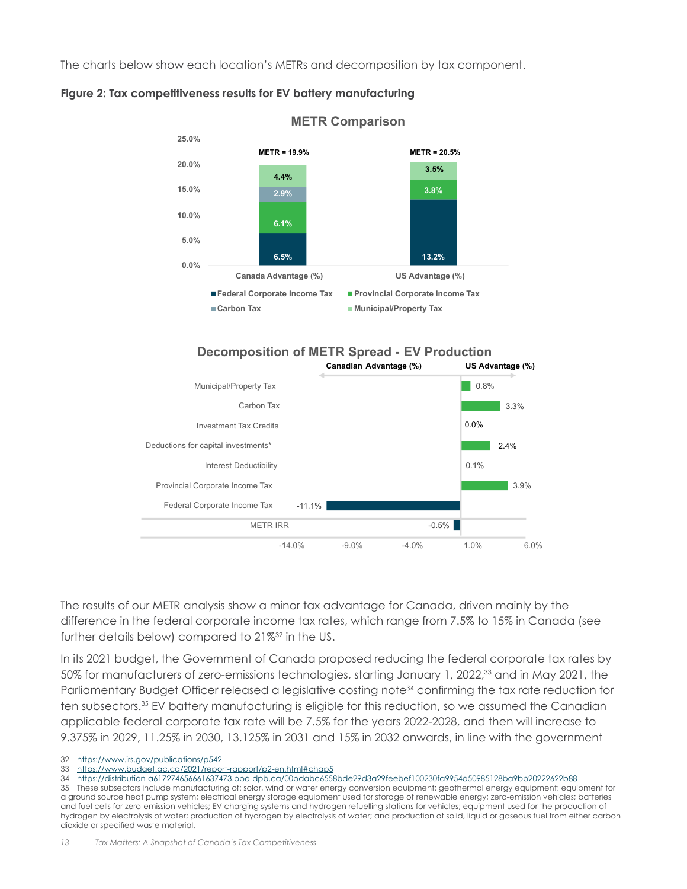The charts below show each location's METRs and decomposition by tax component.

**Figure 2: Tax competitiveness results for EV battery manufacturing**

**METR Comparison**

| | Canada Advantage (%) | US Advantage (%) |
|---|---|---|
| Federal Corporate Income Tax | 6.5% | 13.2% |
| Provincial Corporate Income Tax | 6.1% | 3.8% |
| Carbon Tax | 2.9% | |
| Municipal/Property Tax | 4.4% | 3.5% |
| METR | 19.9% | 20.5% |

**Decomposition of METR Spread - EV Production**

| Component | Value |
|---|---|
| Municipal/Property Tax | 0.8% |
| Carbon Tax | 3.3% |
| Investment Tax Credits | 0.0% |
| Deductions for capital investments* | 2.4% |
| Interest Deductibility | 0.1% |
| Provincial Corporate Income Tax | 3.9% |
| Federal Corporate Income Tax | -11.1% |
| METR IRR | -0.5% |

The results of our METR analysis show a minor tax advantage for Canada, driven mainly by the difference in the federal corporate income tax rates, which range from 7.5% to 15% in Canada (see further details below) compared to 21%[32] in the US.

In its 2021 budget, the Government of Canada proposed reducing the federal corporate tax rates by 50% for manufacturers of zero-emissions technologies, starting January 1, 2022,[33] and in May 2021, the Parliamentary Budget Officer released a legislative costing note[34] confirming the tax rate reduction for ten subsectors.[35] EV battery manufacturing is eligible for this reduction, so we assumed the Canadian applicable federal corporate tax rate will be 7.5% for the years 2022-2028, and then will increase to 9.375% in 2029, 11.25% in 2030, 13.125% in 2031 and 15% in 2032 onwards, in line with the government

32 https://www.irs.gov/publications/p542

33 https://www.budget.gc.ca/2021/report-rapport/p2-en.html#chap5

34 https://distribution-a617274656661637473.pbo-dpb.ca/00bdabc6558bde29d3a29feebef100230fa9954a50985128ba9bb20222622b88

35 These subsectors include manufacturing of: solar, wind or water energy conversion equipment; geothermal energy equipment; equipment for a ground source heat pump system; electrical energy storage equipment used for storage of renewable energy; zero-emission vehicles; batteries and fuel cells for zero-emission vehicles; EV charging systems and hydrogen refuelling stations for vehicles; equipment used for the production of hydrogen by electrolysis of water; production of hydrogen by electrolysis of water; and production of solid, liquid or gaseous fuel from either carbon dioxide or specified waste material.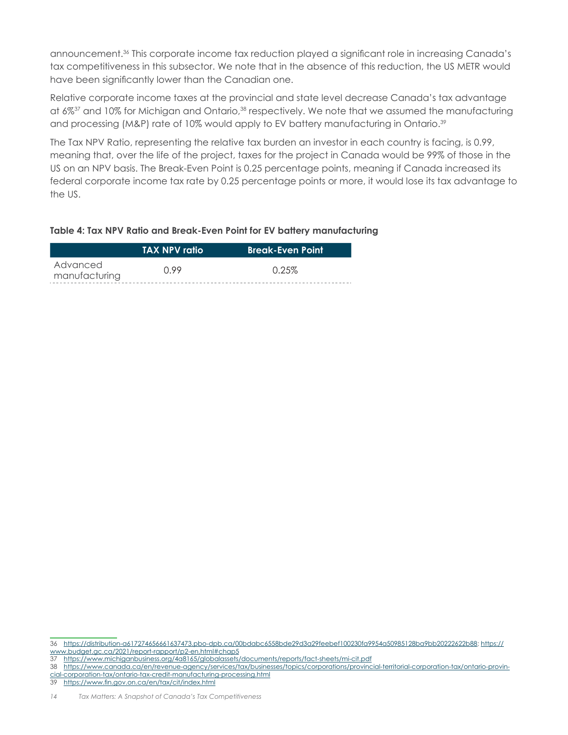announcement.[36] This corporate income tax reduction played a significant role in increasing Canada's tax competitiveness in this subsector. We note that in the absence of this reduction, the US METR would have been significantly lower than the Canadian one.

Relative corporate income taxes at the provincial and state level decrease Canada's tax advantage at 6%[37] and 10% for Michigan and Ontario,[38] respectively. We note that we assumed the manufacturing and processing (M&P) rate of 10% would apply to EV battery manufacturing in Ontario.[39]

The Tax NPV Ratio, representing the relative tax burden an investor in each country is facing, is 0.99, meaning that, over the life of the project, taxes for the project in Canada would be 99% of those in the US on an NPV basis. The Break-Even Point is 0.25 percentage points, meaning if Canada increased its federal corporate income tax rate by 0.25 percentage points or more, it would lose its tax advantage to the US.

**Table 4: Tax NPV Ratio and Break-Even Point for EV battery manufacturing**

| | TAX NPV ratio | Break-Even Point |
|---|---|---|
| Advanced manufacturing | 0.99 | 0.25% |

36 https://distribution-a617274656661637473.pbo-dpb.ca/00bdabc6558bde29d3a29feebef100230fa9954a50985128ba9bb20222622b88; https://www.budget.gc.ca/2021/report-rapport/p2-en.html#chap5

37 https://www.michiganbusiness.org/4a8165/globalassets/documents/reports/fact-sheets/mi-cit.pdf

38 https://www.canada.ca/en/revenue-agency/services/tax/businesses/topics/corporations/provincial-territorial-corporation-tax/ontario-provincial-corporation-tax/ontario-tax-credit-manufacturing-processing.html

39 https://www.fin.gov.on.ca/en/tax/cit/index.html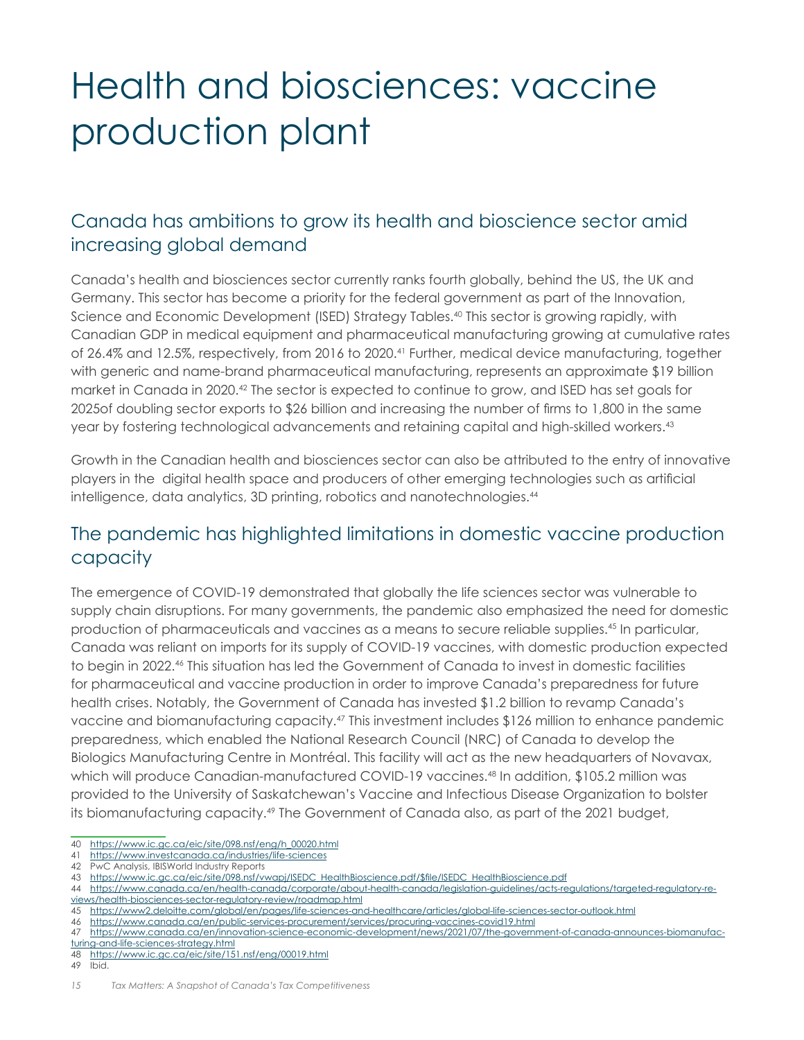# Health and biosciences: vaccine production plant

## Canada has ambitions to grow its health and bioscience sector amid increasing global demand

Canada's health and biosciences sector currently ranks fourth globally, behind the US, the UK and Germany. This sector has become a priority for the federal government as part of the Innovation, Science and Economic Development (ISED) Strategy Tables.[40] This sector is growing rapidly, with Canadian GDP in medical equipment and pharmaceutical manufacturing growing at cumulative rates of 26.4% and 12.5%, respectively, from 2016 to 2020.[41] Further, medical device manufacturing, together with generic and name-brand pharmaceutical manufacturing, represents an approximate $19 billion market in Canada in 2020.[42] The sector is expected to continue to grow, and ISED has set goals for 2025of doubling sector exports to $26 billion and increasing the number of firms to 1,800 in the same year by fostering technological advancements and retaining capital and high-skilled workers.[43]

Growth in the Canadian health and biosciences sector can also be attributed to the entry of innovative players in the digital health space and producers of other emerging technologies such as artificial intelligence, data analytics, 3D printing, robotics and nanotechnologies.[44]

## The pandemic has highlighted limitations in domestic vaccine production capacity

The emergence of COVID-19 demonstrated that globally the life sciences sector was vulnerable to supply chain disruptions. For many governments, the pandemic also emphasized the need for domestic production of pharmaceuticals and vaccines as a means to secure reliable supplies.[45] In particular, Canada was reliant on imports for its supply of COVID-19 vaccines, with domestic production expected to begin in 2022.[46] This situation has led the Government of Canada to invest in domestic facilities for pharmaceutical and vaccine production in order to improve Canada's preparedness for future health crises. Notably, the Government of Canada has invested $1.2 billion to revamp Canada's vaccine and biomanufacturing capacity.[47] This investment includes $126 million to enhance pandemic preparedness, which enabled the National Research Council (NRC) of Canada to develop the Biologics Manufacturing Centre in Montréal. This facility will act as the new headquarters of Novavax, which will produce Canadian-manufactured COVID-19 vaccines.[48] In addition, $105.2 million was provided to the University of Saskatchewan's Vaccine and Infectious Disease Organization to bolster its biomanufacturing capacity.[49] The Government of Canada also, as part of the 2021 budget,

---

40 https://www.ic.gc.ca/eic/site/098.nsf/eng/h_00020.html

41 https://www.investcanada.ca/industries/life-sciences

42 PwC Analysis, IBISWorld Industry Reports

43 https://www.ic.gc.ca/eic/site/098.nsf/vwapj/ISEDC_HealthBioscience.pdf/$file/ISEDC_HealthBioscience.pdf

44 https://www.canada.ca/en/health-canada/corporate/about-health-canada/legislation-guidelines/acts-regulations/targeted-regulatory-reviews/health-biosciences-sector-regulatory-review/roadmap.html

45 https://www2.deloitte.com/global/en/pages/life-sciences-and-healthcare/articles/global-life-sciences-sector-outlook.html

46 https://www.canada.ca/en/public-services-procurement/services/procuring-vaccines-covid19.html

47 https://www.canada.ca/en/innovation-science-economic-development/news/2021/07/the-government-of-canada-announces-biomanufacturing-and-life-sciences-strategy.html

48 https://www.ic.gc.ca/eic/site/151.nsf/eng/00019.html

49 Ibid.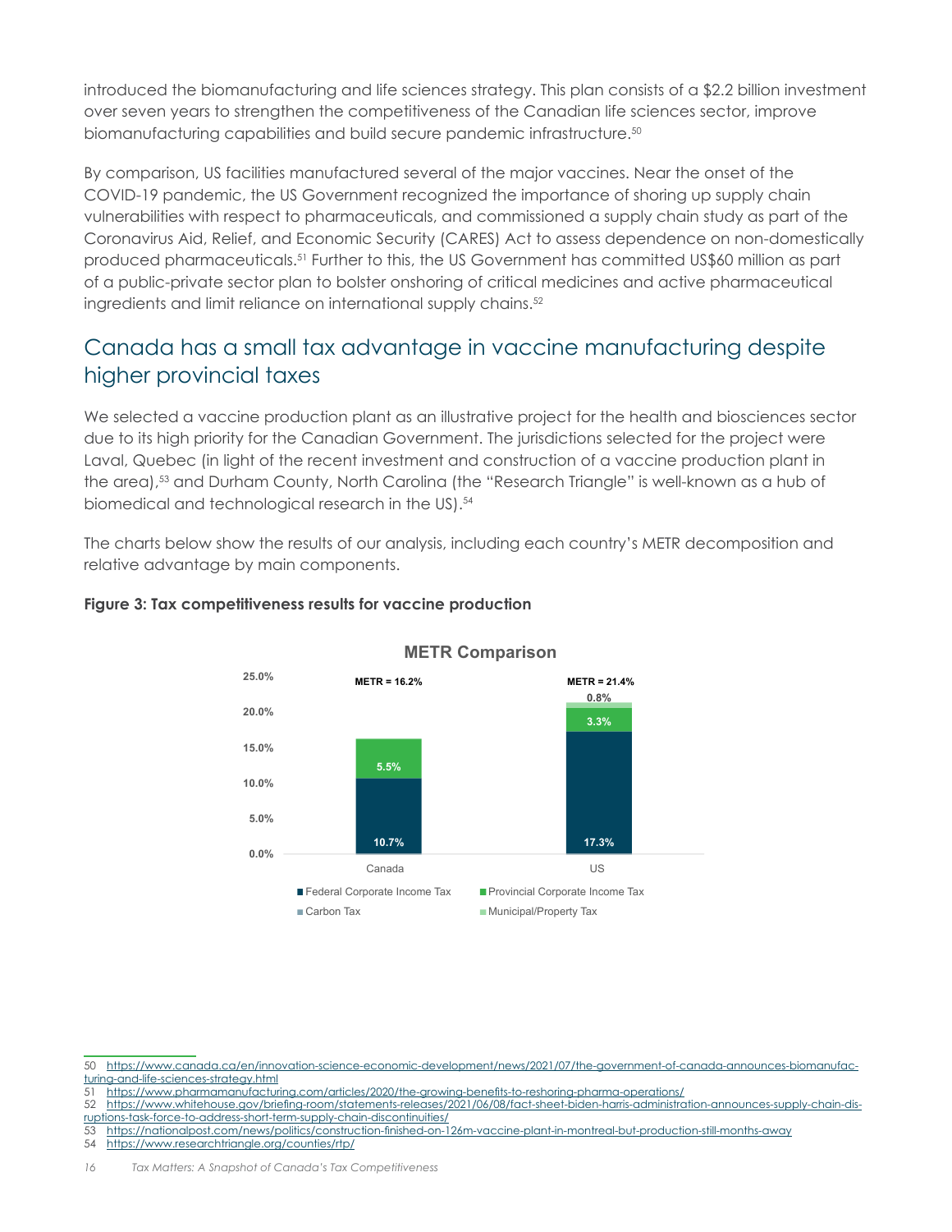introduced the biomanufacturing and life sciences strategy. This plan consists of a $2.2 billion investment over seven years to strengthen the competitiveness of the Canadian life sciences sector, improve biomanufacturing capabilities and build secure pandemic infrastructure.[50]

By comparison, US facilities manufactured several of the major vaccines. Near the onset of the COVID-19 pandemic, the US Government recognized the importance of shoring up supply chain vulnerabilities with respect to pharmaceuticals, and commissioned a supply chain study as part of the Coronavirus Aid, Relief, and Economic Security (CARES) Act to assess dependence on non-domestically produced pharmaceuticals.[51] Further to this, the US Government has committed US$60 million as part of a public-private sector plan to bolster onshoring of critical medicines and active pharmaceutical ingredients and limit reliance on international supply chains.[52]

## Canada has a small tax advantage in vaccine manufacturing despite higher provincial taxes

We selected a vaccine production plant as an illustrative project for the health and biosciences sector due to its high priority for the Canadian Government. The jurisdictions selected for the project were Laval, Quebec (in light of the recent investment and construction of a vaccine production plant in the area),[53] and Durham County, North Carolina (the "Research Triangle" is well-known as a hub of biomedical and technological research in the US).[54]

The charts below show the results of our analysis, including each country's METR decomposition and relative advantage by main components.

**Figure 3: Tax competitiveness results for vaccine production**

**METR Comparison**

| | Canada | US |
|---|---|---|
| Federal Corporate Income Tax | 10.7% | 17.3% |
| Provincial Corporate Income Tax | 5.5% | 3.3% |
| Carbon Tax | | |
| Municipal/Property Tax | | 0.8% |
| METR | 16.2% | 21.4% |

---

50 https://www.canada.ca/en/innovation-science-economic-development/news/2021/07/the-government-of-canada-announces-biomanufacturing-and-life-sciences-strategy.html

51 https://www.pharmamanufacturing.com/articles/2020/the-growing-benefits-to-reshoring-pharma-operations/

52 https://www.whitehouse.gov/briefing-room/statements-releases/2021/06/08/fact-sheet-biden-harris-administration-announces-supply-chain-disruptions-task-force-to-address-short-term-supply-chain-discontinuities/

53 https://nationalpost.com/news/politics/construction-finished-on-126m-vaccine-plant-in-montreal-but-production-still-months-away

54 https://www.researchtriangle.org/counties/rtp/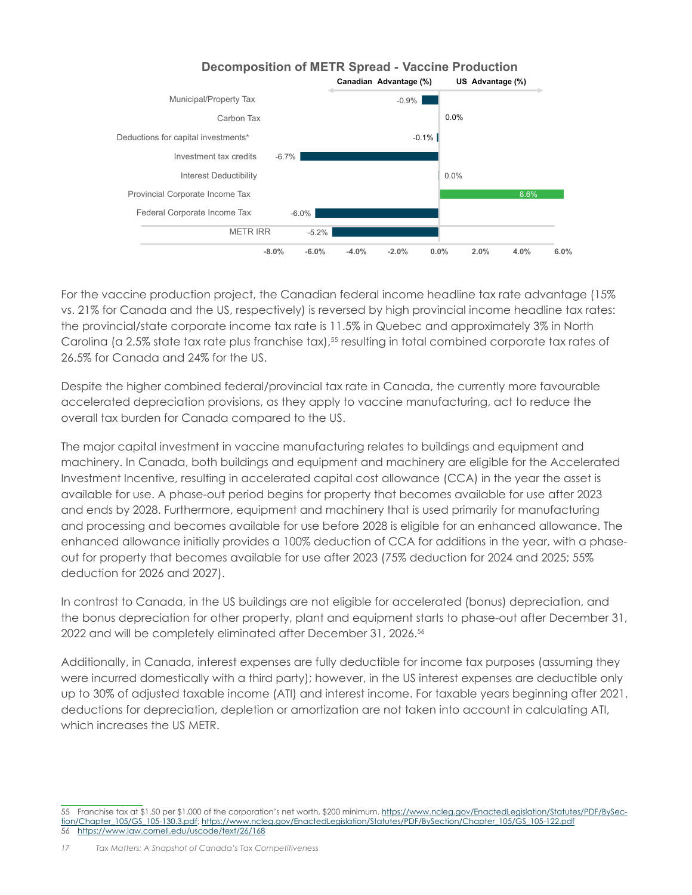**Decomposition of METR Spread - Vaccine Production**

| | Canadian Advantage (%) / US Advantage (%) |
|---|---|
| Municipal/Property Tax | -0.9% |
| Carbon Tax | 0.0% |
| Deductions for capital investments* | -0.1% |
| Investment tax credits | -6.7% |
| Interest Deductibility | 0.0% |
| Provincial Corporate Income Tax | 8.6% |
| Federal Corporate Income Tax | -6.0% |
| METR IRR | -5.2% |

For the vaccine production project, the Canadian federal income headline tax rate advantage (15% vs. 21% for Canada and the US, respectively) is reversed by high provincial income headline tax rates: the provincial/state corporate income tax rate is 11.5% in Quebec and approximately 3% in North Carolina (a 2.5% state tax rate plus franchise tax),[55] resulting in total combined corporate tax rates of 26.5% for Canada and 24% for the US.

Despite the higher combined federal/provincial tax rate in Canada, the currently more favourable accelerated depreciation provisions, as they apply to vaccine manufacturing, act to reduce the overall tax burden for Canada compared to the US.

The major capital investment in vaccine manufacturing relates to buildings and equipment and machinery. In Canada, both buildings and equipment and machinery are eligible for the Accelerated Investment Incentive, resulting in accelerated capital cost allowance (CCA) in the year the asset is available for use. A phase-out period begins for property that becomes available for use after 2023 and ends by 2028. Furthermore, equipment and machinery that is used primarily for manufacturing and processing and becomes available for use before 2028 is eligible for an enhanced allowance. The enhanced allowance initially provides a 100% deduction of CCA for additions in the year, with a phase-out for property that becomes available for use after 2023 (75% deduction for 2024 and 2025; 55% deduction for 2026 and 2027).

In contrast to Canada, in the US buildings are not eligible for accelerated (bonus) depreciation, and the bonus depreciation for other property, plant and equipment starts to phase-out after December 31, 2022 and will be completely eliminated after December 31, 2026.[56]

Additionally, in Canada, interest expenses are fully deductible for income tax purposes (assuming they were incurred domestically with a third party); however, in the US interest expenses are deductible only up to 30% of adjusted taxable income (ATI) and interest income. For taxable years beginning after 2021, deductions for depreciation, depletion or amortization are not taken into account in calculating ATI, which increases the US METR.

---

55 Franchise tax at $1.50 per $1,000 of the corporation's net worth, $200 minimum. https://www.ncleg.gov/EnactedLegislation/Statutes/PDF/BySection/Chapter_105/GS_105-130.3.pdf; https://www.ncleg.gov/EnactedLegislation/Statutes/PDF/BySection/Chapter_105/GS_105-122.pdf

56 https://www.law.cornell.edu/uscode/text/26/168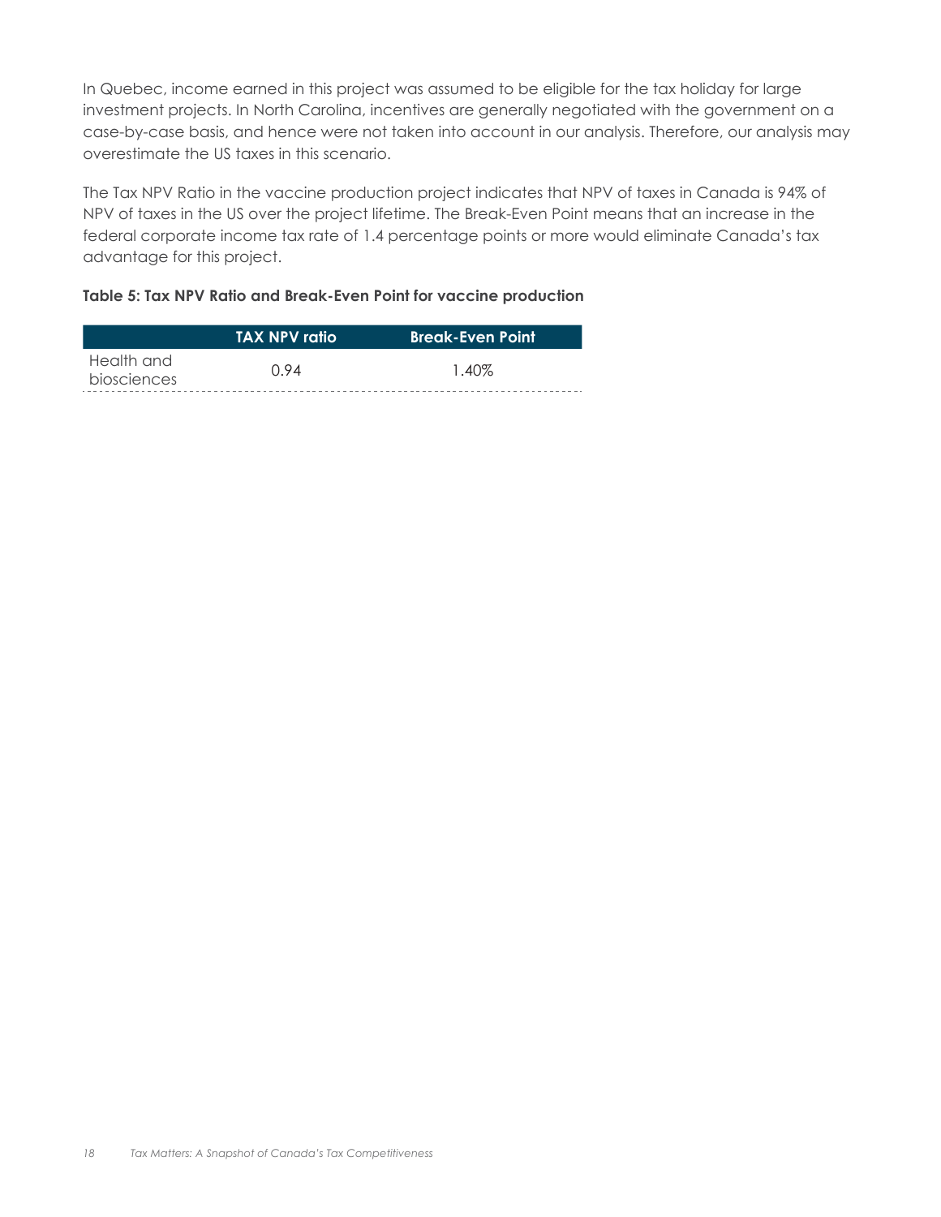In Quebec, income earned in this project was assumed to be eligible for the tax holiday for large investment projects. In North Carolina, incentives are generally negotiated with the government on a case-by-case basis, and hence were not taken into account in our analysis. Therefore, our analysis may overestimate the US taxes in this scenario.

The Tax NPV Ratio in the vaccine production project indicates that NPV of taxes in Canada is 94% of NPV of taxes in the US over the project lifetime. The Break-Even Point means that an increase in the federal corporate income tax rate of 1.4 percentage points or more would eliminate Canada's tax advantage for this project.

**Table 5: Tax NPV Ratio and Break-Even Point for vaccine production**

| | TAX NPV ratio | Break-Even Point |
|---|---|---|
| Health and biosciences | 0.94 | 1.40% |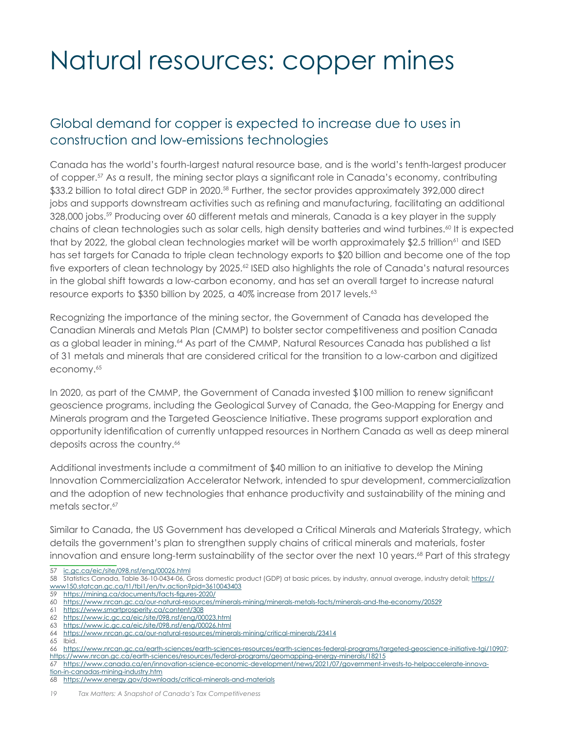# Natural resources: copper mines

## Global demand for copper is expected to increase due to uses in construction and low-emissions technologies

Canada has the world's fourth-largest natural resource base, and is the world's tenth-largest producer of copper.[57] As a result, the mining sector plays a significant role in Canada's economy, contributing $33.2 billion to total direct GDP in 2020.[58] Further, the sector provides approximately 392,000 direct jobs and supports downstream activities such as refining and manufacturing, facilitating an additional 328,000 jobs.[59] Producing over 60 different metals and minerals, Canada is a key player in the supply chains of clean technologies such as solar cells, high density batteries and wind turbines.[60] It is expected that by 2022, the global clean technologies market will be worth approximately $2.5 trillion[61] and ISED has set targets for Canada to triple clean technology exports to $20 billion and become one of the top five exporters of clean technology by 2025.[62] ISED also highlights the role of Canada's natural resources in the global shift towards a low-carbon economy, and has set an overall target to increase natural resource exports to $350 billion by 2025, a 40% increase from 2017 levels.[63]

Recognizing the importance of the mining sector, the Government of Canada has developed the Canadian Minerals and Metals Plan (CMMP) to bolster sector competitiveness and position Canada as a global leader in mining.[64] As part of the CMMP, Natural Resources Canada has published a list of 31 metals and minerals that are considered critical for the transition to a low-carbon and digitized economy.[65]

In 2020, as part of the CMMP, the Government of Canada invested $100 million to renew significant geoscience programs, including the Geological Survey of Canada, the Geo-Mapping for Energy and Minerals program and the Targeted Geoscience Initiative. These programs support exploration and opportunity identification of currently untapped resources in Northern Canada as well as deep mineral deposits across the country.[66]

Additional investments include a commitment of $40 million to an initiative to develop the Mining Innovation Commercialization Accelerator Network, intended to spur development, commercialization and the adoption of new technologies that enhance productivity and sustainability of the mining and metals sector.[67]

Similar to Canada, the US Government has developed a Critical Minerals and Materials Strategy, which details the government's plan to strengthen supply chains of critical minerals and materials, foster innovation and ensure long-term sustainability of the sector over the next 10 years.[68] Part of this strategy

---

57 ic.gc.ca/eic/site/098.nsf/eng/00026.html

58 Statistics Canada, Table 36-10-0434-06, Gross domestic product (GDP) at basic prices, by industry, annual average, industry detail; https://www150.statcan.gc.ca/t1/tbl1/en/tv.action?pid=3610043403

59 https://mining.ca/documents/facts-figures-2020/

60 https://www.nrcan.gc.ca/our-natural-resources/minerals-mining/minerals-metals-facts/minerals-and-the-economy/20529

61 https://www.smartprosperity.ca/content/308

62 https://www.ic.gc.ca/eic/site/098.nsf/eng/00023.html

63 https://www.ic.gc.ca/eic/site/098.nsf/eng/00026.html

64 https://www.nrcan.gc.ca/our-natural-resources/minerals-mining/critical-minerals/23414

65 Ibid.

66 https://www.nrcan.gc.ca/earth-sciences/earth-sciences-resources/earth-sciences-federal-programs/targeted-geoscience-initiative-tgi/10907; https://www.nrcan.gc.ca/earth-sciences/resources/federal-programs/geomapping-energy-minerals/18215

67 https://www.canada.ca/en/innovation-science-economic-development/news/2021/07/government-invests-to-helpaccelerate-innovation-in-canadas-mining-industry.htm

68 https://www.energy.gov/downloads/critical-minerals-and-materials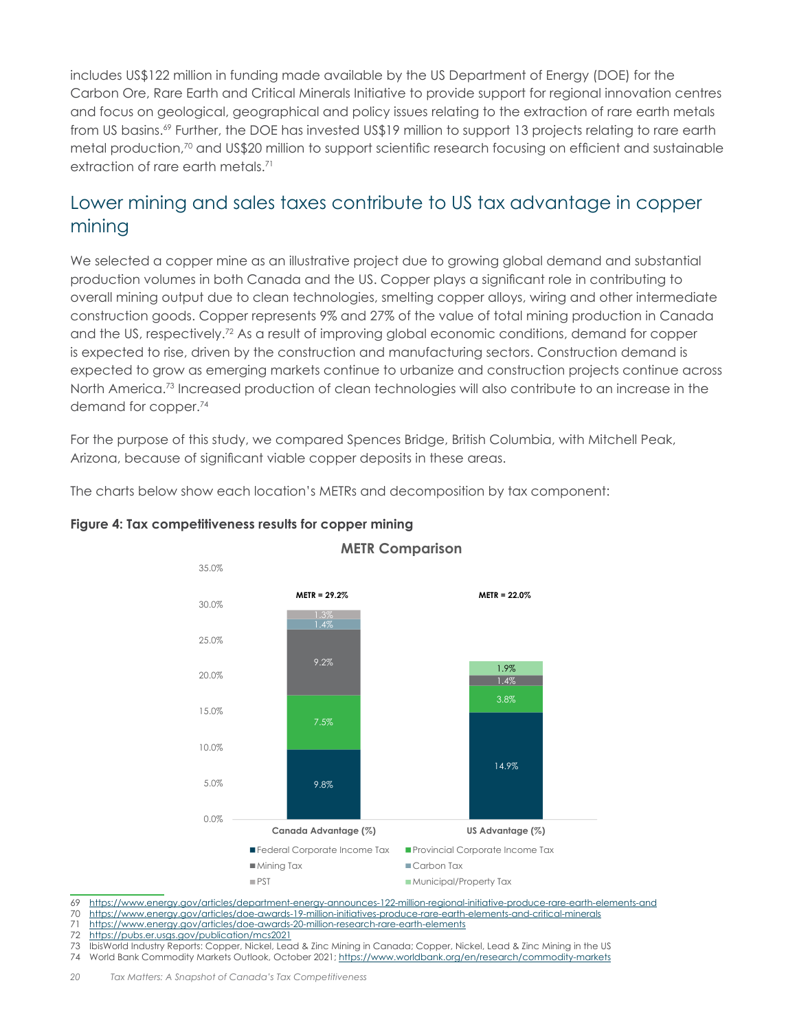includes US$122 million in funding made available by the US Department of Energy (DOE) for the Carbon Ore, Rare Earth and Critical Minerals Initiative to provide support for regional innovation centres and focus on geological, geographical and policy issues relating to the extraction of rare earth metals from US basins.[69] Further, the DOE has invested US$19 million to support 13 projects relating to rare earth metal production,[70] and US$20 million to support scientific research focusing on efficient and sustainable extraction of rare earth metals.[71]

## Lower mining and sales taxes contribute to US tax advantage in copper mining

We selected a copper mine as an illustrative project due to growing global demand and substantial production volumes in both Canada and the US. Copper plays a significant role in contributing to overall mining output due to clean technologies, smelting copper alloys, wiring and other intermediate construction goods. Copper represents 9% and 27% of the value of total mining production in Canada and the US, respectively.[72] As a result of improving global economic conditions, demand for copper is expected to rise, driven by the construction and manufacturing sectors. Construction demand is expected to grow as emerging markets continue to urbanize and construction projects continue across North America.[73] Increased production of clean technologies will also contribute to an increase in the demand for copper.[74]

For the purpose of this study, we compared Spences Bridge, British Columbia, with Mitchell Peak, Arizona, because of significant viable copper deposits in these areas.

The charts below show each location's METRs and decomposition by tax component:

**Figure 4: Tax competitiveness results for copper mining**

**METR Comparison**

| Tax component | Canada Advantage (%) | US Advantage (%) |
|---|---|---|
| Federal Corporate Income Tax | 9.8% | 14.9% |
| Provincial Corporate Income Tax | 7.5% | 3.8% |
| Mining Tax | 9.2% | 1.4% |
| Carbon Tax | 1.4% | |
| PST | 1.3% | |
| Municipal/Property Tax | | 1.9% |
| **METR** | **29.2%** | **22.0%** |

69 https://www.energy.gov/articles/department-energy-announces-122-million-regional-initiative-produce-rare-earth-elements-and
70 https://www.energy.gov/articles/doe-awards-19-million-initiatives-produce-rare-earth-elements-and-critical-minerals
71 https://www.energy.gov/articles/doe-awards-20-million-research-rare-earth-elements
72 https://pubs.er.usgs.gov/publication/mcs2021
73 IbisWorld Industry Reports: Copper, Nickel, Lead & Zinc Mining in Canada; Copper, Nickel, Lead & Zinc Mining in the US
74 World Bank Commodity Markets Outlook, October 2021; https://www.worldbank.org/en/research/commodity-markets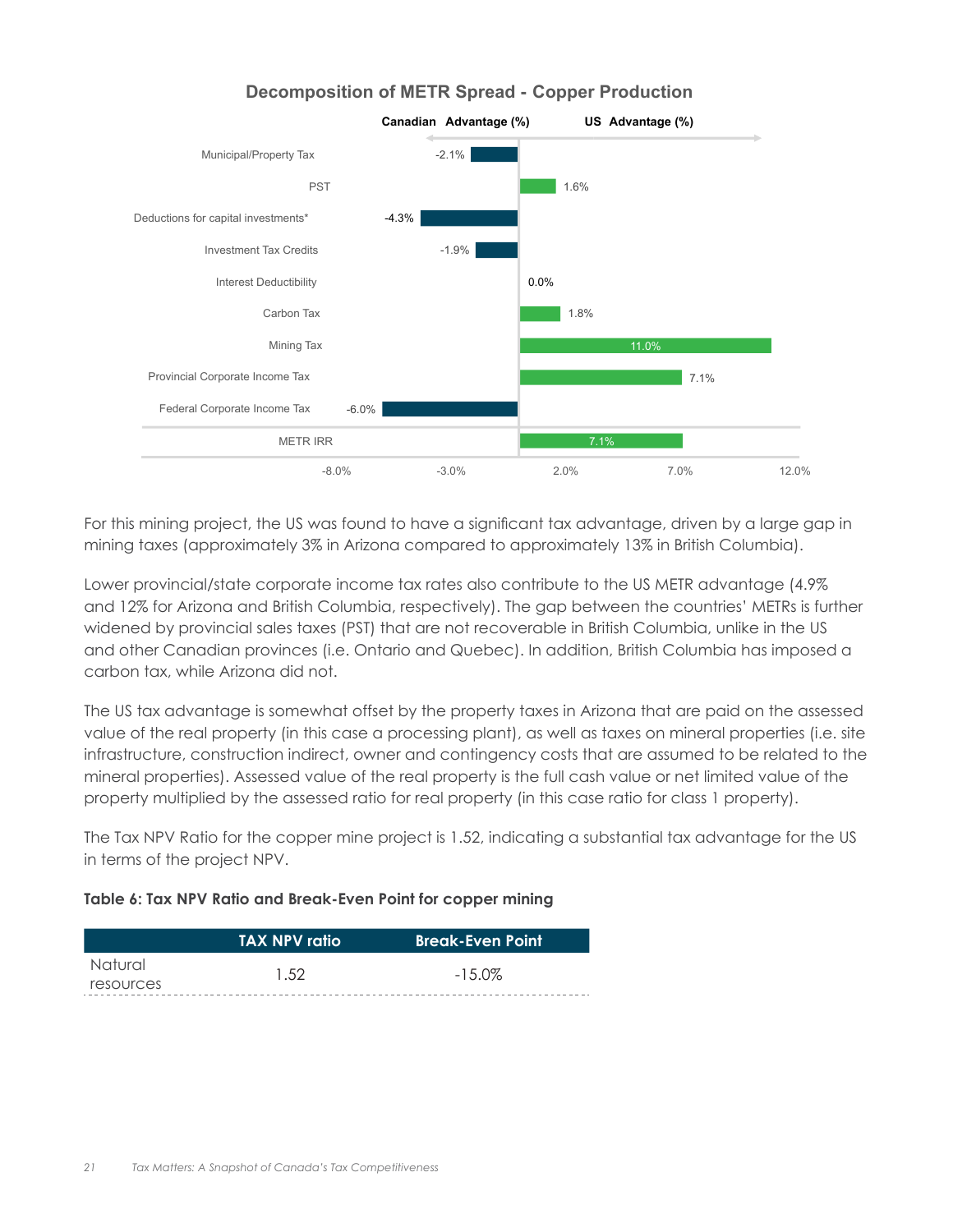## Decomposition of METR Spread - Copper Production

| | Canadian Advantage (%) / US Advantage (%) |
|---|---|
| Municipal/Property Tax | -2.1% |
| PST | 1.6% |
| Deductions for capital investments* | -4.3% |
| Investment Tax Credits | -1.9% |
| Interest Deductibility | 0.0% |
| Carbon Tax | 1.8% |
| Mining Tax | 11.0% |
| Provincial Corporate Income Tax | 7.1% |
| Federal Corporate Income Tax | -6.0% |
| METR IRR | 7.1% |

For this mining project, the US was found to have a significant tax advantage, driven by a large gap in mining taxes (approximately 3% in Arizona compared to approximately 13% in British Columbia).

Lower provincial/state corporate income tax rates also contribute to the US METR advantage (4.9% and 12% for Arizona and British Columbia, respectively). The gap between the countries' METRs is further widened by provincial sales taxes (PST) that are not recoverable in British Columbia, unlike in the US and other Canadian provinces (i.e. Ontario and Quebec). In addition, British Columbia has imposed a carbon tax, while Arizona did not.

The US tax advantage is somewhat offset by the property taxes in Arizona that are paid on the assessed value of the real property (in this case a processing plant), as well as taxes on mineral properties (i.e. site infrastructure, construction indirect, owner and contingency costs that are assumed to be related to the mineral properties). Assessed value of the real property is the full cash value or net limited value of the property multiplied by the assessed ratio for real property (in this case ratio for class 1 property).

The Tax NPV Ratio for the copper mine project is 1.52, indicating a substantial tax advantage for the US in terms of the project NPV.

**Table 6: Tax NPV Ratio and Break-Even Point for copper mining**

| | TAX NPV ratio | Break-Even Point |
|---|---|---|
| Natural resources | 1.52 | -15.0% |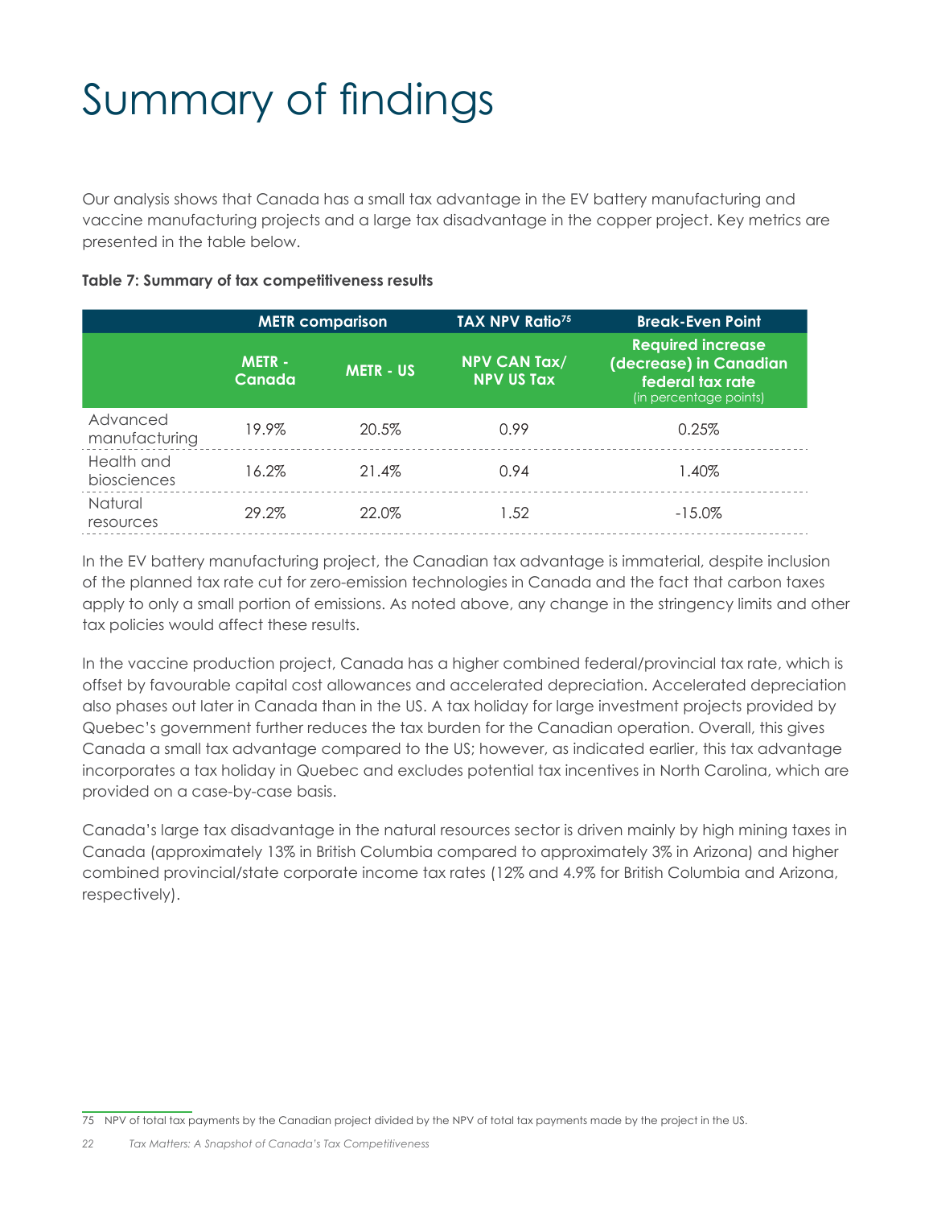# Summary of findings

Our analysis shows that Canada has a small tax advantage in the EV battery manufacturing and vaccine manufacturing projects and a large tax disadvantage in the copper project. Key metrics are presented in the table below.

**Table 7: Summary of tax competitiveness results**

| | METR comparison | | TAX NPV Ratio[75] | Break-Even Point |
|---|---|---|---|---|
| | METR - Canada | METR - US | NPV CAN Tax/ NPV US Tax | Required increase (decrease) in Canadian federal tax rate (in percentage points) |
| Advanced manufacturing | 19.9% | 20.5% | 0.99 | 0.25% |
| Health and biosciences | 16.2% | 21.4% | 0.94 | 1.40% |
| Natural resources | 29.2% | 22.0% | 1.52 | -15.0% |

In the EV battery manufacturing project, the Canadian tax advantage is immaterial, despite inclusion of the planned tax rate cut for zero-emission technologies in Canada and the fact that carbon taxes apply to only a small portion of emissions. As noted above, any change in the stringency limits and other tax policies would affect these results.

In the vaccine production project, Canada has a higher combined federal/provincial tax rate, which is offset by favourable capital cost allowances and accelerated depreciation. Accelerated depreciation also phases out later in Canada than in the US. A tax holiday for large investment projects provided by Quebec's government further reduces the tax burden for the Canadian operation. Overall, this gives Canada a small tax advantage compared to the US; however, as indicated earlier, this tax advantage incorporates a tax holiday in Quebec and excludes potential tax incentives in North Carolina, which are provided on a case-by-case basis.

Canada's large tax disadvantage in the natural resources sector is driven mainly by high mining taxes in Canada (approximately 13% in British Columbia compared to approximately 3% in Arizona) and higher combined provincial/state corporate income tax rates (12% and 4.9% for British Columbia and Arizona, respectively).

75 NPV of total tax payments by the Canadian project divided by the NPV of total tax payments made by the project in the US.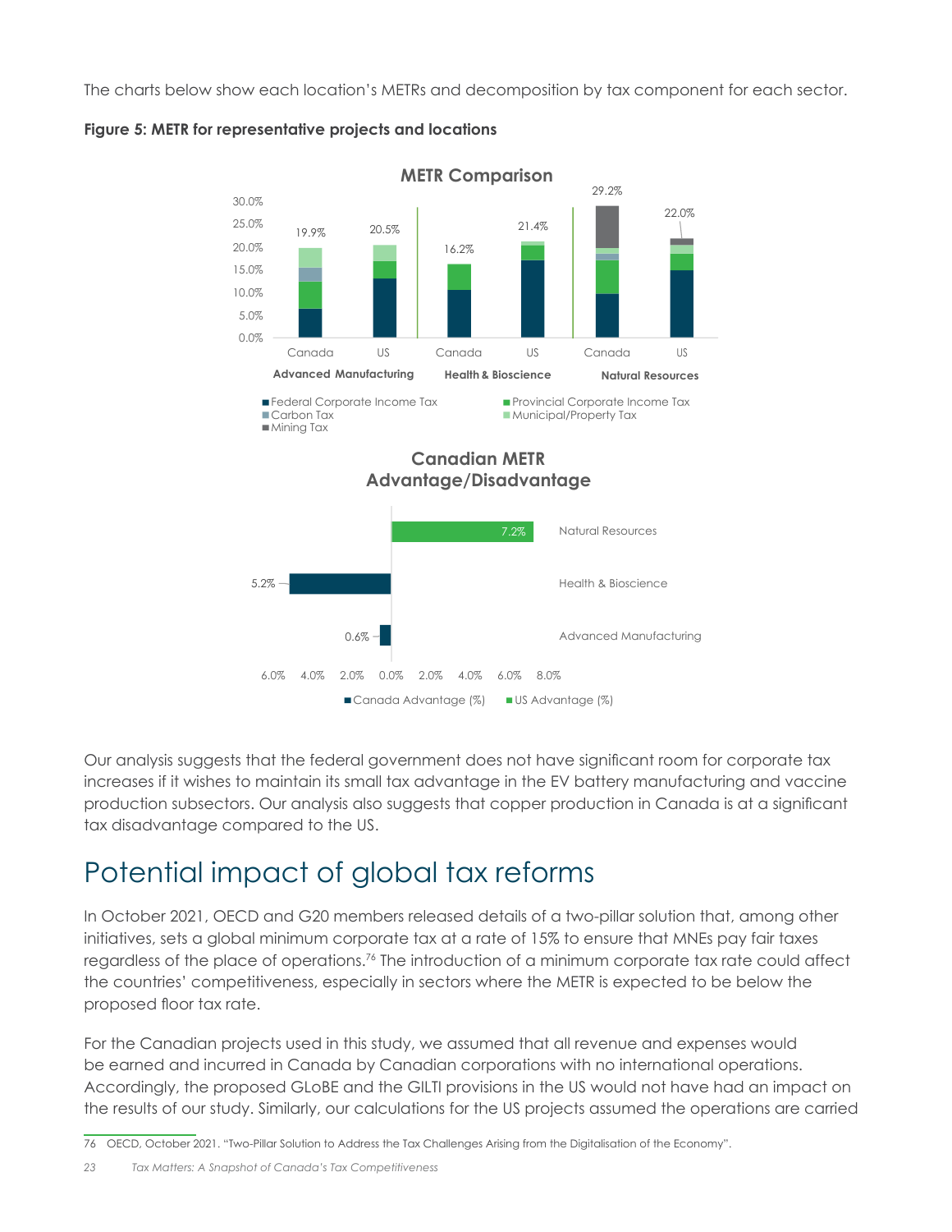The charts below show each location's METRs and decomposition by tax component for each sector.

**Figure 5: METR for representative projects and locations**

Our analysis suggests that the federal government does not have significant room for corporate tax increases if it wishes to maintain its small tax advantage in the EV battery manufacturing and vaccine production subsectors. Our analysis also suggests that copper production in Canada is at a significant tax disadvantage compared to the US.

# Potential impact of global tax reforms

In October 2021, OECD and G20 members released details of a two-pillar solution that, among other initiatives, sets a global minimum corporate tax at a rate of 15% to ensure that MNEs pay fair taxes regardless of the place of operations.[76] The introduction of a minimum corporate tax rate could affect the countries' competitiveness, especially in sectors where the METR is expected to be below the proposed floor tax rate.

For the Canadian projects used in this study, we assumed that all revenue and expenses would be earned and incurred in Canada by Canadian corporations with no international operations. Accordingly, the proposed GLoBE and the GILTI provisions in the US would not have had an impact on the results of our study. Similarly, our calculations for the US projects assumed the operations are carried

76 OECD, October 2021. "Two-Pillar Solution to Address the Tax Challenges Arising from the Digitalisation of the Economy".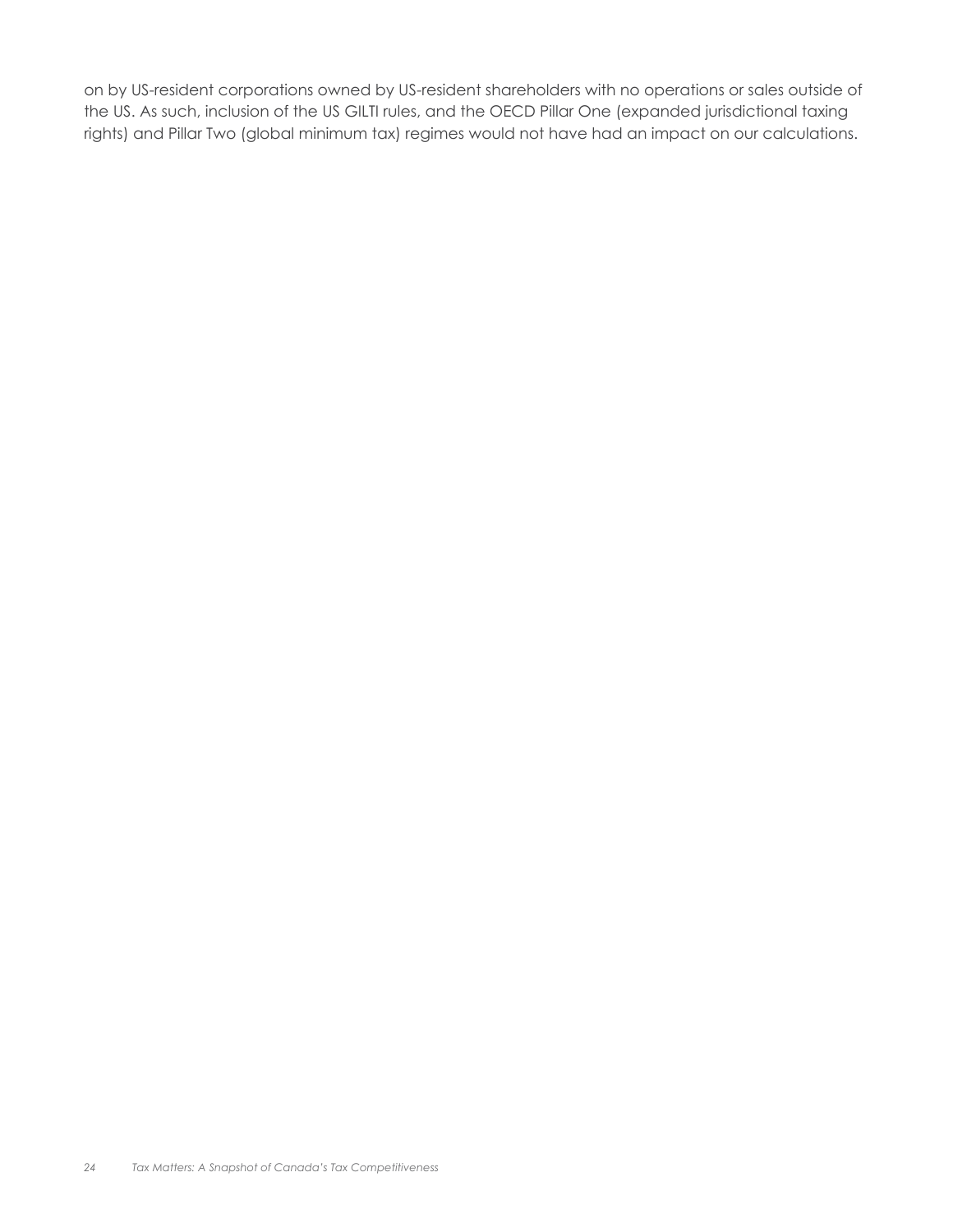on by US-resident corporations owned by US-resident shareholders with no operations or sales outside of the US. As such, inclusion of the US GILTI rules, and the OECD Pillar One (expanded jurisdictional taxing rights) and Pillar Two (global minimum tax) regimes would not have had an impact on our calculations.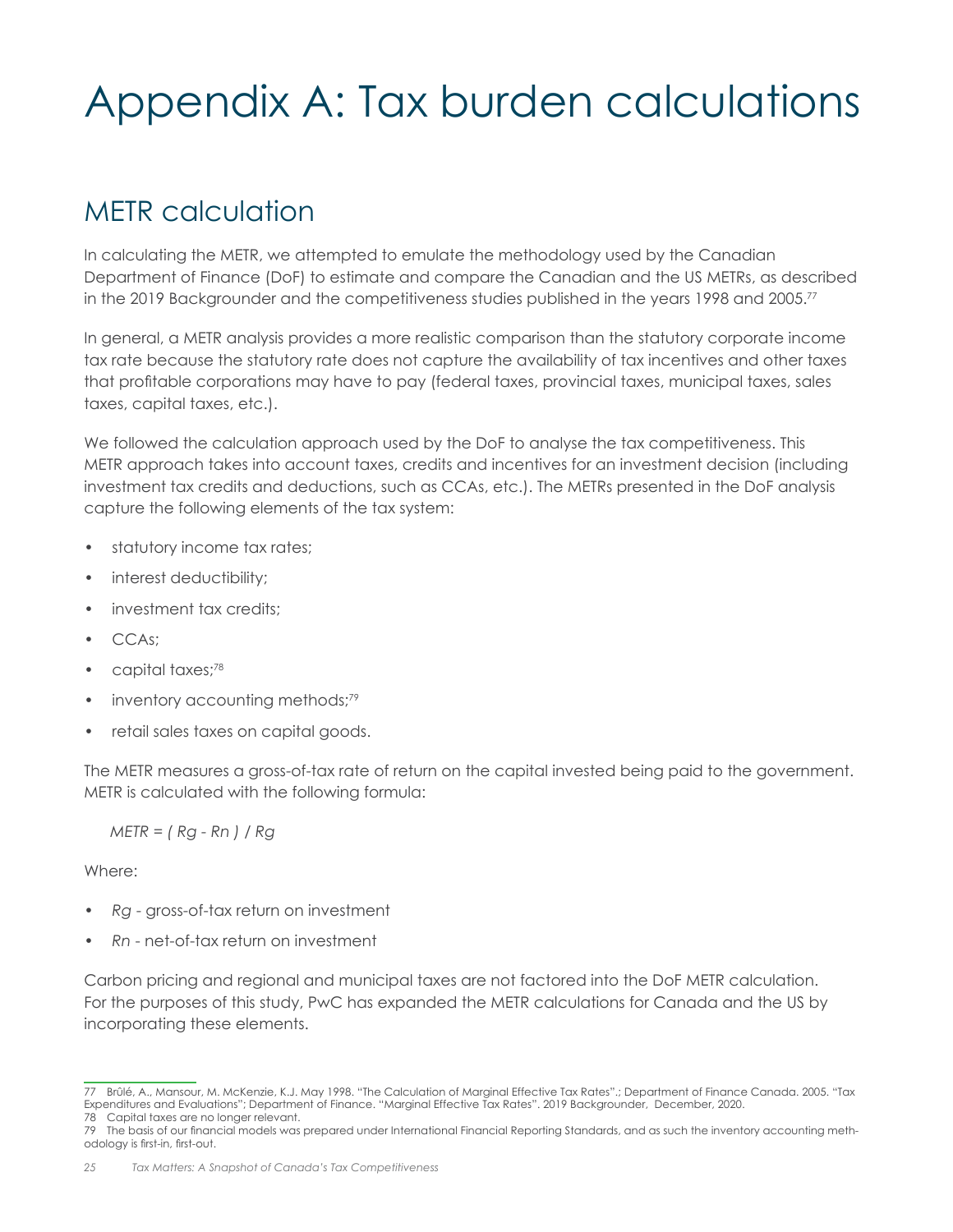# Appendix A: Tax burden calculations

## METR calculation

In calculating the METR, we attempted to emulate the methodology used by the Canadian Department of Finance (DoF) to estimate and compare the Canadian and the US METRs, as described in the 2019 Backgrounder and the competitiveness studies published in the years 1998 and 2005.[77]

In general, a METR analysis provides a more realistic comparison than the statutory corporate income tax rate because the statutory rate does not capture the availability of tax incentives and other taxes that profitable corporations may have to pay (federal taxes, provincial taxes, municipal taxes, sales taxes, capital taxes, etc.).

We followed the calculation approach used by the DoF to analyse the tax competitiveness. This METR approach takes into account taxes, credits and incentives for an investment decision (including investment tax credits and deductions, such as CCAs, etc.). The METRs presented in the DoF analysis capture the following elements of the tax system:

- statutory income tax rates;
- interest deductibility;
- investment tax credits;
- CCAs;
- capital taxes;[78]
- inventory accounting methods;[79]
- retail sales taxes on capital goods.

The METR measures a gross-of-tax rate of return on the capital invested being paid to the government. METR is calculated with the following formula:

$$METR = ( R_g - R_n ) / R_g$$

Where:

- $R_g$ - gross-of-tax return on investment
- $R_n$ - net-of-tax return on investment

Carbon pricing and regional and municipal taxes are not factored into the DoF METR calculation. For the purposes of this study, PwC has expanded the METR calculations for Canada and the US by incorporating these elements.

---

77 Brûlé, A., Mansour, M. McKenzie, K.J. May 1998. "The Calculation of Marginal Effective Tax Rates".; Department of Finance Canada. 2005. "Tax Expenditures and Evaluations"; Department of Finance. "Marginal Effective Tax Rates". 2019 Backgrounder, December, 2020.

78 Capital taxes are no longer relevant.

79 The basis of our financial models was prepared under International Financial Reporting Standards, and as such the inventory accounting methodology is first-in, first-out.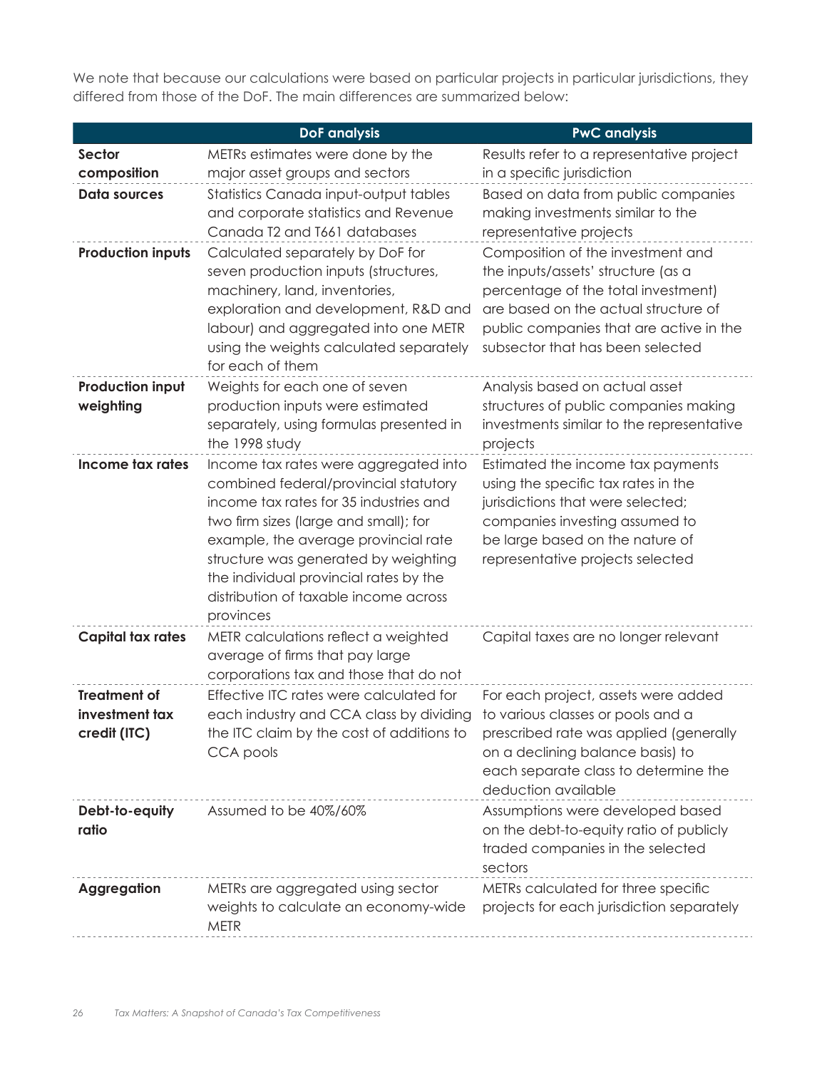We note that because our calculations were based on particular projects in particular jurisdictions, they differed from those of the DoF. The main differences are summarized below:

| | DoF analysis | PwC analysis |
|---|---|---|
| **Sector composition** | METRs estimates were done by the major asset groups and sectors | Results refer to a representative project in a specific jurisdiction |
| **Data sources** | Statistics Canada input-output tables and corporate statistics and Revenue Canada T2 and T661 databases | Based on data from public companies making investments similar to the representative projects |
| **Production inputs** | Calculated separately by DoF for seven production inputs (structures, machinery, land, inventories, exploration and development, R&D and labour) and aggregated into one METR using the weights calculated separately for each of them | Composition of the investment and the inputs/assets' structure (as a percentage of the total investment) are based on the actual structure of public companies that are active in the subsector that has been selected |
| **Production input weighting** | Weights for each one of seven production inputs were estimated separately, using formulas presented in the 1998 study | Analysis based on actual asset structures of public companies making investments similar to the representative projects |
| **Income tax rates** | Income tax rates were aggregated into combined federal/provincial statutory income tax rates for 35 industries and two firm sizes (large and small); for example, the average provincial rate structure was generated by weighting the individual provincial rates by the distribution of taxable income across provinces | Estimated the income tax payments using the specific tax rates in the jurisdictions that were selected; companies investing assumed to be large based on the nature of representative projects selected |
| **Capital tax rates** | METR calculations reflect a weighted average of firms that pay large corporations tax and those that do not | Capital taxes are no longer relevant |
| **Treatment of investment tax credit (ITC)** | Effective ITC rates were calculated for each industry and CCA class by dividing the ITC claim by the cost of additions to CCA pools | For each project, assets were added to various classes or pools and a prescribed rate was applied (generally on a declining balance basis) to each separate class to determine the deduction available |
| **Debt-to-equity ratio** | Assumed to be 40%/60% | Assumptions were developed based on the debt-to-equity ratio of publicly traded companies in the selected sectors |
| **Aggregation** | METRs are aggregated using sector weights to calculate an economy-wide METR | METRs calculated for three specific projects for each jurisdiction separately |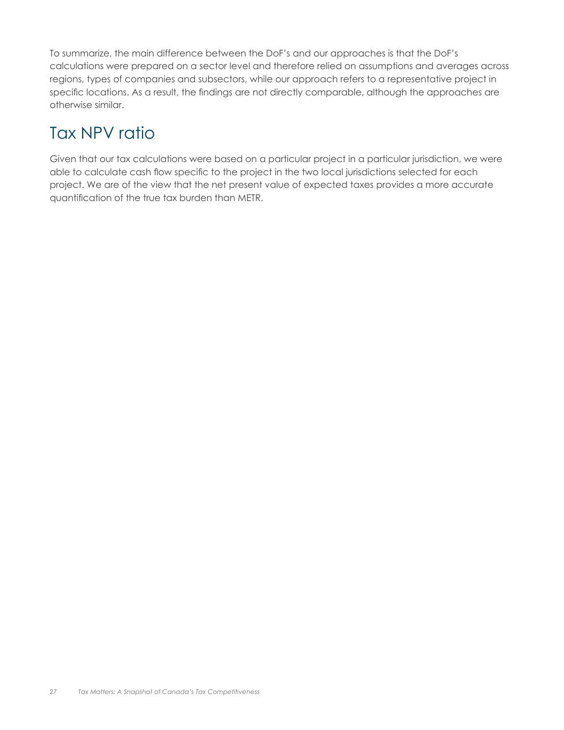To summarize, the main difference between the DoF's and our approaches is that the DoF's calculations were prepared on a sector level and therefore relied on assumptions and averages across regions, types of companies and subsectors, while our approach refers to a representative project in specific locations. As a result, the findings are not directly comparable, although the approaches are otherwise similar.

## Tax NPV ratio

Given that our tax calculations were based on a particular project in a particular jurisdiction, we were able to calculate cash flow specific to the project in the two local jurisdictions selected for each project. We are of the view that the net present value of expected taxes provides a more accurate quantification of the true tax burden than METR.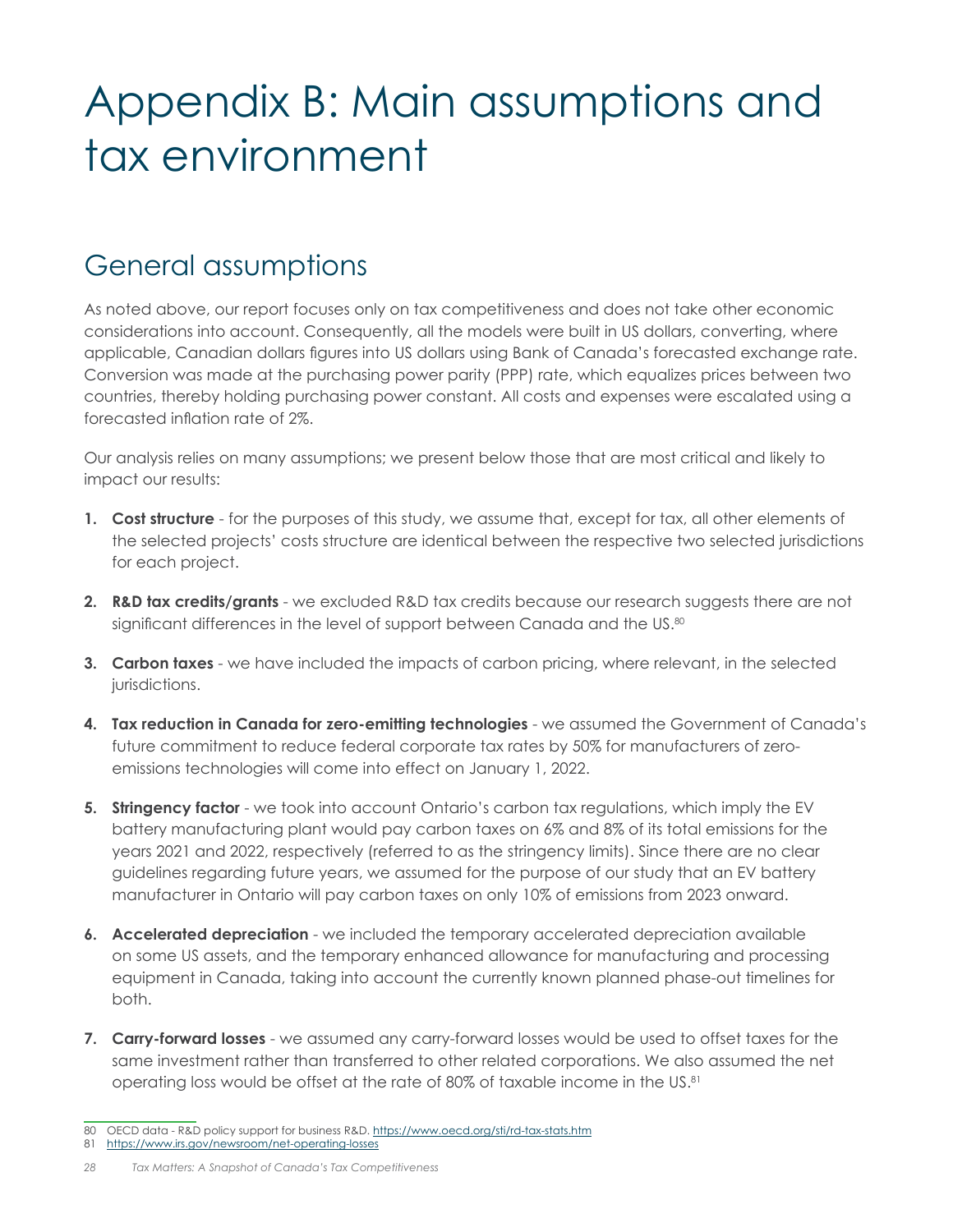# Appendix B: Main assumptions and tax environment

## General assumptions

As noted above, our report focuses only on tax competitiveness and does not take other economic considerations into account. Consequently, all the models were built in US dollars, converting, where applicable, Canadian dollars figures into US dollars using Bank of Canada's forecasted exchange rate. Conversion was made at the purchasing power parity (PPP) rate, which equalizes prices between two countries, thereby holding purchasing power constant. All costs and expenses were escalated using a forecasted inflation rate of 2%.

Our analysis relies on many assumptions; we present below those that are most critical and likely to impact our results:

1. **Cost structure** - for the purposes of this study, we assume that, except for tax, all other elements of the selected projects' costs structure are identical between the respective two selected jurisdictions for each project.
2. **R&D tax credits/grants** - we excluded R&D tax credits because our research suggests there are not significant differences in the level of support between Canada and the US.[80]
3. **Carbon taxes** - we have included the impacts of carbon pricing, where relevant, in the selected jurisdictions.
4. **Tax reduction in Canada for zero-emitting technologies** - we assumed the Government of Canada's future commitment to reduce federal corporate tax rates by 50% for manufacturers of zero-emissions technologies will come into effect on January 1, 2022.
5. **Stringency factor** - we took into account Ontario's carbon tax regulations, which imply the EV battery manufacturing plant would pay carbon taxes on 6% and 8% of its total emissions for the years 2021 and 2022, respectively (referred to as the stringency limits). Since there are no clear guidelines regarding future years, we assumed for the purpose of our study that an EV battery manufacturer in Ontario will pay carbon taxes on only 10% of emissions from 2023 onward.
6. **Accelerated depreciation** - we included the temporary accelerated depreciation available on some US assets, and the temporary enhanced allowance for manufacturing and processing equipment in Canada, taking into account the currently known planned phase-out timelines for both.
7. **Carry-forward losses** - we assumed any carry-forward losses would be used to offset taxes for the same investment rather than transferred to other related corporations. We also assumed the net operating loss would be offset at the rate of 80% of taxable income in the US.[81]

---

80 OECD data - R&D policy support for business R&D. https://www.oecd.org/sti/rd-tax-stats.htm

81 https://www.irs.gov/newsroom/net-operating-losses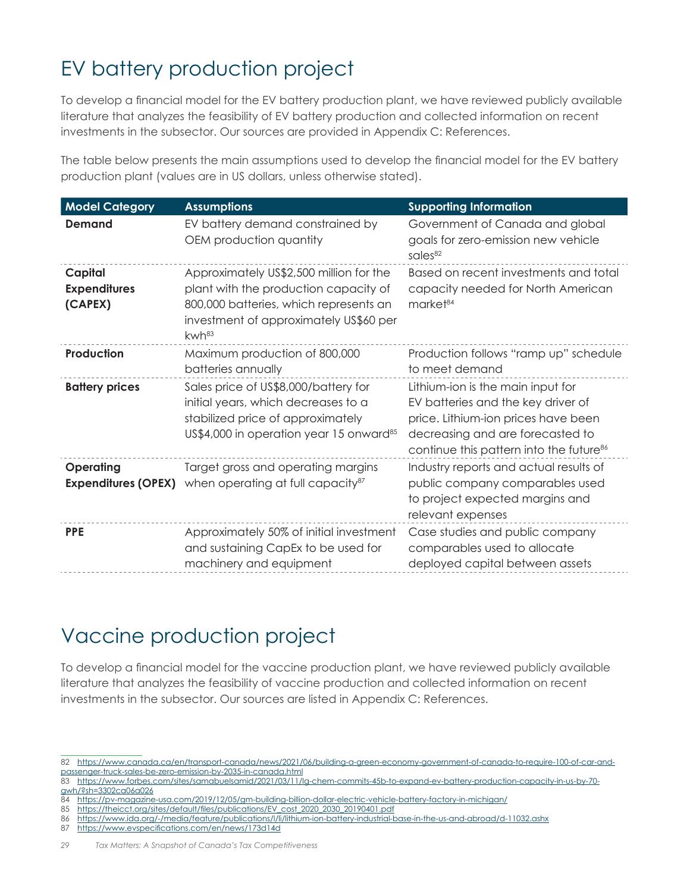# EV battery production project

To develop a financial model for the EV battery production plant, we have reviewed publicly available literature that analyzes the feasibility of EV battery production and collected information on recent investments in the subsector. Our sources are provided in Appendix C: References.

The table below presents the main assumptions used to develop the financial model for the EV battery production plant (values are in US dollars, unless otherwise stated).

| Model Category | Assumptions | Supporting Information |
|---|---|---|
| **Demand** | EV battery demand constrained by OEM production quantity | Government of Canada and global goals for zero-emission new vehicle sales[82] |
| **Capital Expenditures (CAPEX)** | Approximately US$2,500 million for the plant with the production capacity of 800,000 batteries, which represents an investment of approximately US$60 per kwh[83] | Based on recent investments and total capacity needed for North American market[84] |
| **Production** | Maximum production of 800,000 batteries annually | Production follows "ramp up" schedule to meet demand |
| **Battery prices** | Sales price of US$8,000/battery for initial years, which decreases to a stabilized price of approximately US$4,000 in operation year 15 onward[85] | Lithium-ion is the main input for EV batteries and the key driver of price. Lithium-ion prices have been decreasing and are forecasted to continue this pattern into the future[86] |
| **Operating Expenditures (OPEX)** | Target gross and operating margins when operating at full capacity[87] | Industry reports and actual results of public company comparables used to project expected margins and relevant expenses |
| **PPE** | Approximately 50% of initial investment and sustaining CapEx to be used for machinery and equipment | Case studies and public company comparables used to allocate deployed capital between assets |

# Vaccine production project

To develop a financial model for the vaccine production plant, we have reviewed publicly available literature that analyzes the feasibility of vaccine production and collected information on recent investments in the subsector. Our sources are listed in Appendix C: References.

---

82 https://www.canada.ca/en/transport-canada/news/2021/06/building-a-green-economy-government-of-canada-to-require-100-of-car-and-passenger-truck-sales-be-zero-emission-by-2035-in-canada.html
83 https://www.forbes.com/sites/samabuelsamid/2021/03/11/lg-chem-commits-45b-to-expand-ev-battery-production-capacity-in-us-by-70-gwh/?sh=3302ca06a026
84 https://pv-magazine-usa.com/2019/12/05/gm-building-billion-dollar-electric-vehicle-battery-factory-in-michigan/
85 https://theicct.org/sites/default/files/publications/EV_cost_2020_2030_20190401.pdf
86 https://www.ida.org/-/media/feature/publications/l/li/lithium-ion-battery-industrial-base-in-the-us-and-abroad/d-11032.ashx
87 https://www.evspecifications.com/en/news/173d14d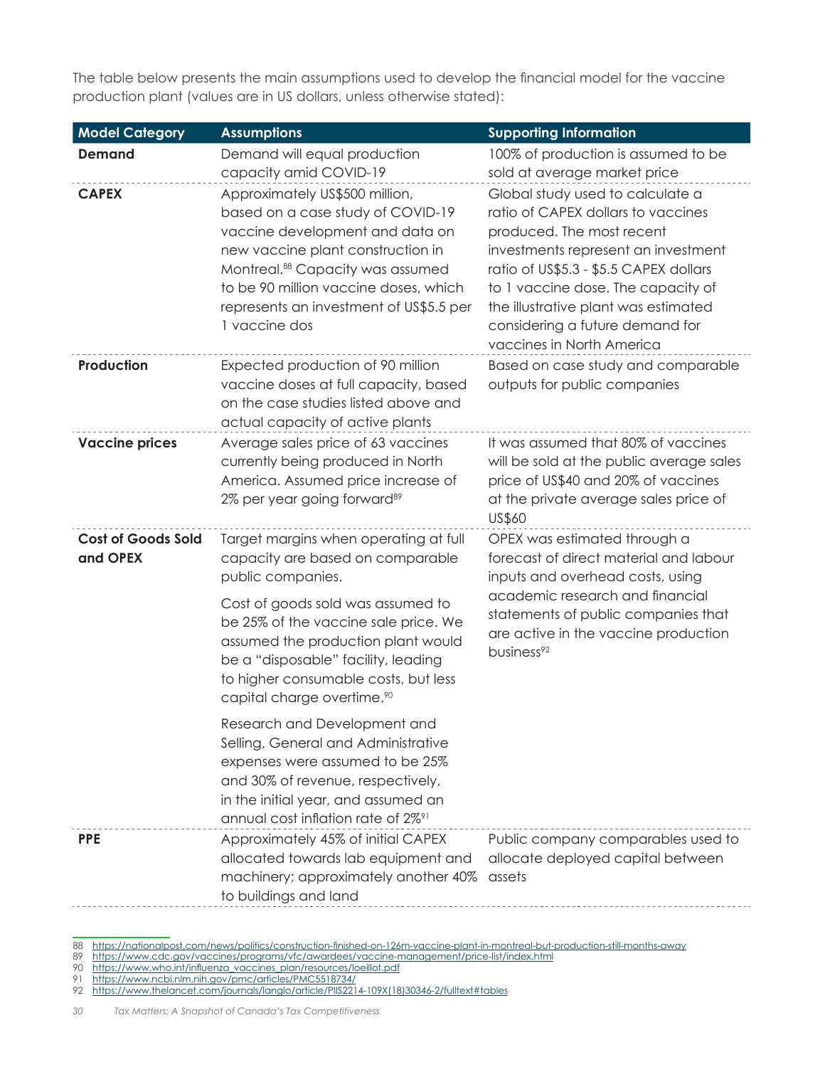The table below presents the main assumptions used to develop the financial model for the vaccine production plant (values are in US dollars, unless otherwise stated):

| Model Category | Assumptions | Supporting Information |
|---|---|---|
| **Demand** | Demand will equal production capacity amid COVID-19 | 100% of production is assumed to be sold at average market price |
| **CAPEX** | Approximately US$500 million, based on a case study of COVID-19 vaccine development and data on new vaccine plant construction in Montreal.[88] Capacity was assumed to be 90 million vaccine doses, which represents an investment of US$5.5 per 1 vaccine dos | Global study used to calculate a ratio of CAPEX dollars to vaccines produced. The most recent investments represent an investment ratio of US$5.3 - $5.5 CAPEX dollars to 1 vaccine dose. The capacity of the illustrative plant was estimated considering a future demand for vaccines in North America |
| **Production** | Expected production of 90 million vaccine doses at full capacity, based on the case studies listed above and actual capacity of active plants | Based on case study and comparable outputs for public companies |
| **Vaccine prices** | Average sales price of 63 vaccines currently being produced in North America. Assumed price increase of 2% per year going forward[89] | It was assumed that 80% of vaccines will be sold at the public average sales price of US$40 and 20% of vaccines at the private average sales price of US$60 |
| **Cost of Goods Sold and OPEX** | Target margins when operating at full capacity are based on comparable public companies. Cost of goods sold was assumed to be 25% of the vaccine sale price. We assumed the production plant would be a "disposable" facility, leading to higher consumable costs, but less capital charge overtime.[90] Research and Development and Selling, General and Administrative expenses were assumed to be 25% and 30% of revenue, respectively, in the initial year, and assumed an annual cost inflation rate of 2%[91] | OPEX was estimated through a forecast of direct material and labour inputs and overhead costs, using academic research and financial statements of public companies that are active in the vaccine production business[92] |
| **PPE** | Approximately 45% of initial CAPEX allocated towards lab equipment and machinery; approximately another 40% to buildings and land | Public company comparables used to allocate deployed capital between assets |

88 https://nationalpost.com/news/politics/construction-finished-on-126m-vaccine-plant-in-montreal-but-production-still-months-away
89 https://www.cdc.gov/vaccines/programs/vfc/awardees/vaccine-management/price-list/index.html
90 https://www.who.int/influenza_vaccines_plan/resources/loeillot.pdf
91 https://www.ncbi.nlm.nih.gov/pmc/articles/PMC5518734/
92 https://www.thelancet.com/journals/langlo/article/PIIS2214-109X(18)30346-2/fulltext#tables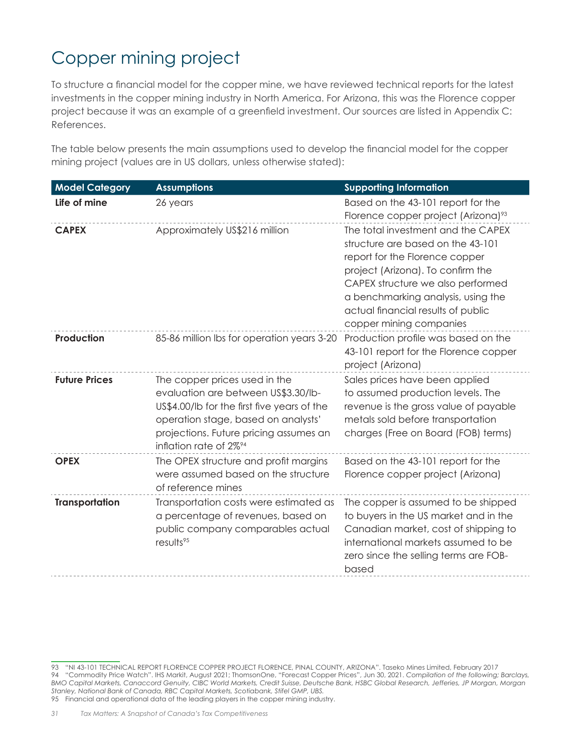# Copper mining project

To structure a financial model for the copper mine, we have reviewed technical reports for the latest investments in the copper mining industry in North America. For Arizona, this was the Florence copper project because it was an example of a greenfield investment. Our sources are listed in Appendix C: References.

The table below presents the main assumptions used to develop the financial model for the copper mining project (values are in US dollars, unless otherwise stated):

| Model Category | Assumptions | Supporting Information |
|---|---|---|
| **Life of mine** | 26 years | Based on the 43-101 report for the Florence copper project (Arizona)[93] |
| **CAPEX** | Approximately US$216 million | The total investment and the CAPEX structure are based on the 43-101 report for the Florence copper project (Arizona). To confirm the CAPEX structure we also performed a benchmarking analysis, using the actual financial results of public copper mining companies |
| **Production** | 85-86 million lbs for operation years 3-20 | Production profile was based on the 43-101 report for the Florence copper project (Arizona) |
| **Future Prices** | The copper prices used in the evaluation are between US$3.30/lb-US$4.00/lb for the first five years of the operation stage, based on analysts' projections. Future pricing assumes an inflation rate of 2%[94] | Sales prices have been applied to assumed production levels. The revenue is the gross value of payable metals sold before transportation charges (Free on Board (FOB) terms) |
| **OPEX** | The OPEX structure and profit margins were assumed based on the structure of reference mines | Based on the 43-101 report for the Florence copper project (Arizona) |
| **Transportation** | Transportation costs were estimated as a percentage of revenues, based on public company comparables actual results[95] | The copper is assumed to be shipped to buyers in the US market and in the Canadian market, cost of shipping to international markets assumed to be zero since the selling terms are FOB-based |

93 "NI 43-101 TECHNICAL REPORT FLORENCE COPPER PROJECT FLORENCE, PINAL COUNTY, ARIZONA". Taseko Mines Limited, February 2017

94 "Commodity Price Watch". IHS Markit, August 2021; ThomsonOne, "Forecast Copper Prices", Jun 30, 2021. *Compilation of the following; Barclays, BMO Capital Markets, Canaccord Genuity, CIBC World Markets, Credit Suisse, Deutsche Bank, HSBC Global Research, Jefferies, JP Morgan, Morgan Stanley, National Bank of Canada, RBC Capital Markets, Scotiabank, Stifel GMP, UBS.*

95 Financial and operational data of the leading players in the copper mining industry.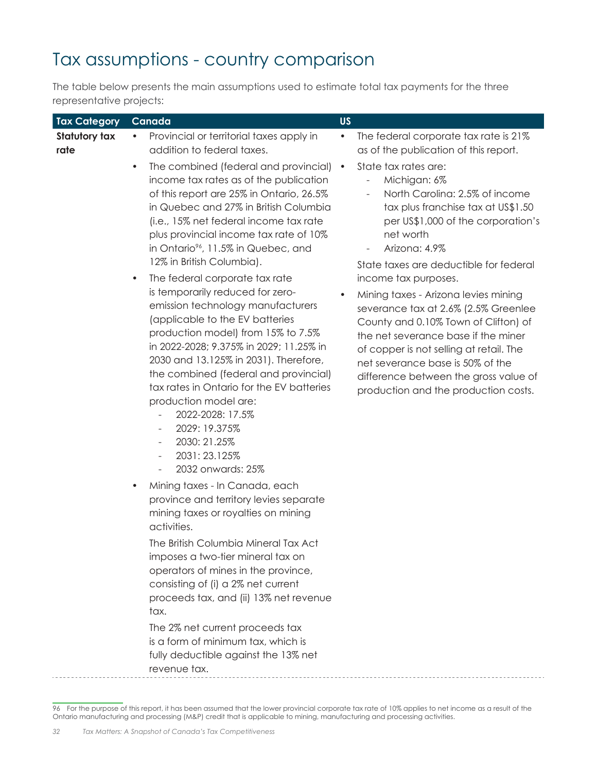# Tax assumptions - country comparison

The table below presents the main assumptions used to estimate total tax payments for the three representative projects:

| Tax Category | Canada | US |
|---|---|---|
| **Statutory tax rate** | • Provincial or territorial taxes apply in addition to federal taxes.<br>• The combined (federal and provincial) income tax rates as of the publication of this report are 25% in Ontario, 26.5% in Quebec and 27% in British Columbia (i.e., 15% net federal income tax rate plus provincial income tax rate of 10% in Ontario[96], 11.5% in Quebec, and 12% in British Columbia).<br>• The federal corporate tax rate is temporarily reduced for zero-emission technology manufacturers (applicable to the EV batteries production model) from 15% to 7.5% in 2022-2028; 9.375% in 2029; 11.25% in 2030 and 13.125% in 2031). Therefore, the combined (federal and provincial) tax rates in Ontario for the EV batteries production model are:<br>- 2022-2028: 17.5%<br>- 2029: 19.375%<br>- 2030: 21.25%<br>- 2031: 23.125%<br>- 2032 onwards: 25%<br>• Mining taxes - In Canada, each province and territory levies separate mining taxes or royalties on mining activities.<br>The British Columbia Mineral Tax Act imposes a two-tier mineral tax on operators of mines in the province, consisting of (i) a 2% net current proceeds tax, and (ii) 13% net revenue tax.<br>The 2% net current proceeds tax is a form of minimum tax, which is fully deductible against the 13% net revenue tax. | • The federal corporate tax rate is 21% as of the publication of this report.<br>• State tax rates are:<br>- Michigan: 6%<br>- North Carolina: 2.5% of income tax plus franchise tax at US$1.50 per US$1,000 of the corporation's net worth<br>- Arizona: 4.9%<br>State taxes are deductible for federal income tax purposes.<br>• Mining taxes - Arizona levies mining severance tax at 2.6% (2.5% Greenlee County and 0.10% Town of Clifton) of the net severance base if the miner of copper is not selling at retail. The net severance base is 50% of the difference between the gross value of production and the production costs. |

96 For the purpose of this report, it has been assumed that the lower provincial corporate tax rate of 10% applies to net income as a result of the Ontario manufacturing and processing (M&P) credit that is applicable to mining, manufacturing and processing activities.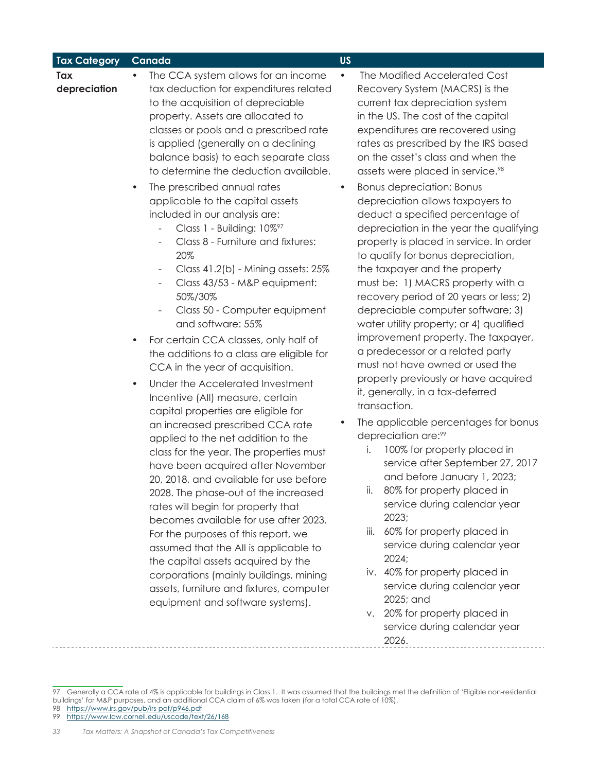| Tax Category | Canada | US |
|---|---|---|
| **Tax depreciation** | • The CCA system allows for an income tax deduction for expenditures related to the acquisition of depreciable property. Assets are allocated to classes or pools and a prescribed rate is applied (generally on a declining balance basis) to each separate class to determine the deduction available.<br>• The prescribed annual rates applicable to the capital assets included in our analysis are:<br>- Class 1 - Building: 10%[97]<br>- Class 8 - Furniture and fixtures: 20%<br>- Class 41.2(b) - Mining assets: 25%<br>- Class 43/53 - M&P equipment: 50%/30%<br>- Class 50 - Computer equipment and software: 55%<br>• For certain CCA classes, only half of the additions to a class are eligible for CCA in the year of acquisition.<br>• Under the Accelerated Investment Incentive (AII) measure, certain capital properties are eligible for an increased prescribed CCA rate applied to the net addition to the class for the year. The properties must have been acquired after November 20, 2018, and available for use before 2028. The phase-out of the increased rates will begin for property that becomes available for use after 2023. For the purposes of this report, we assumed that the AII is applicable to the capital assets acquired by the corporations (mainly buildings, mining assets, furniture and fixtures, computer equipment and software systems). | • The Modified Accelerated Cost Recovery System (MACRS) is the current tax depreciation system in the US. The cost of the capital expenditures are recovered using rates as prescribed by the IRS based on the asset's class and when the assets were placed in service.[98]<br>• Bonus depreciation: Bonus depreciation allows taxpayers to deduct a specified percentage of depreciation in the year the qualifying property is placed in service. In order to qualify for bonus depreciation, the taxpayer and the property must be: 1) MACRS property with a recovery period of 20 years or less; 2) depreciable computer software; 3) water utility property; or 4) qualified improvement property. The taxpayer, a predecessor or a related party must not have owned or used the property previously or have acquired it, generally, in a tax-deferred transaction.<br>• The applicable percentages for bonus depreciation are:[99]<br>i. 100% for property placed in service after September 27, 2017 and before January 1, 2023;<br>ii. 80% for property placed in service during calendar year 2023;<br>iii. 60% for property placed in service during calendar year 2024;<br>iv. 40% for property placed in service during calendar year 2025; and<br>v. 20% for property placed in service during calendar year 2026. |

97 Generally a CCA rate of 4% is applicable for buildings in Class 1. It was assumed that the buildings met the definition of 'Eligible non-residential buildings' for M&P purposes, and an additional CCA claim of 6% was taken (for a total CCA rate of 10%).

98 https://www.irs.gov/pub/irs-pdf/p946.pdf

99 https://www.law.cornell.edu/uscode/text/26/168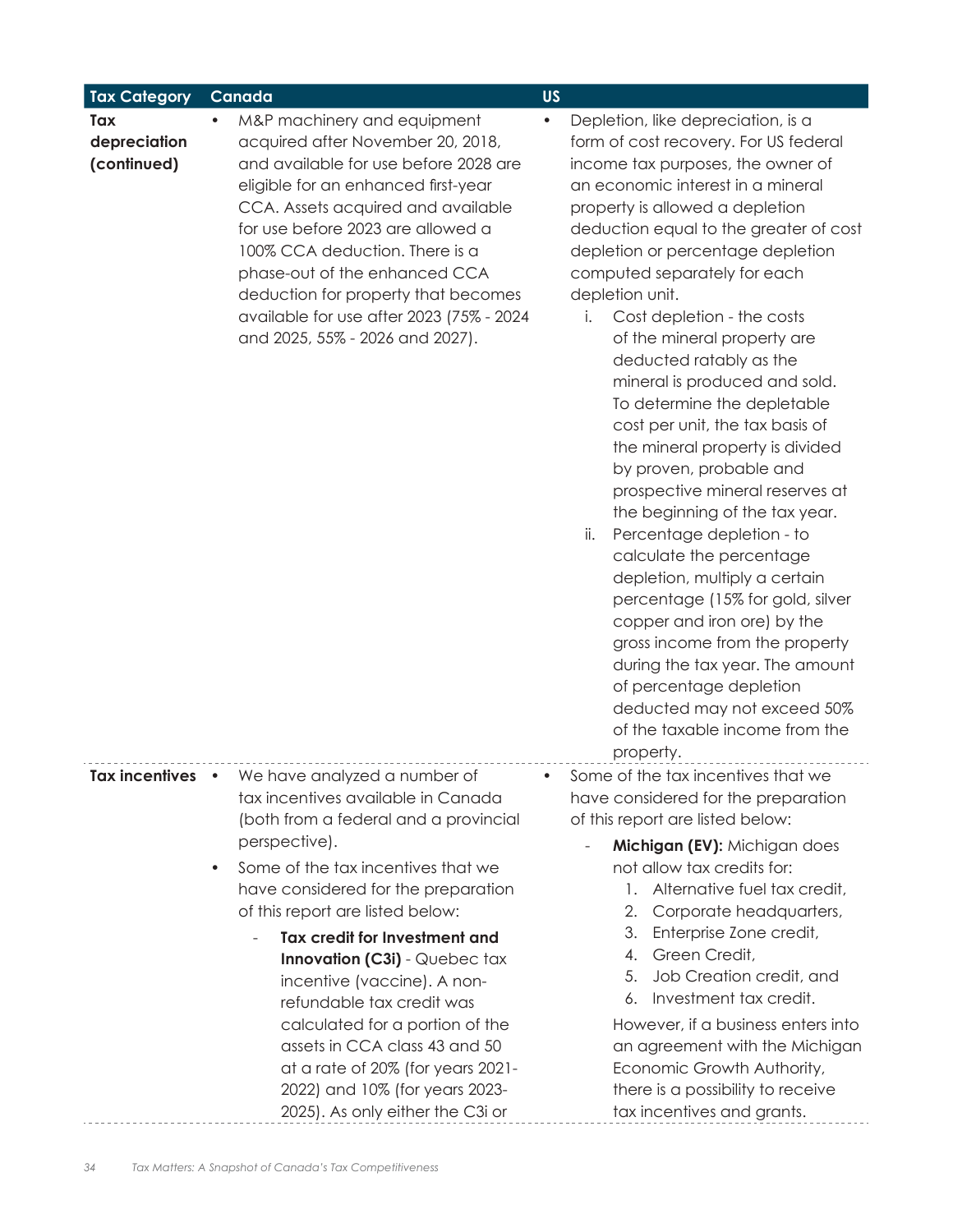| Tax Category | Canada | US |
|---|---|---|
| **Tax depreciation (continued)** | • M&P machinery and equipment acquired after November 20, 2018, and available for use before 2028 are eligible for an enhanced first-year CCA. Assets acquired and available for use before 2023 are allowed a 100% CCA deduction. There is a phase-out of the enhanced CCA deduction for property that becomes available for use after 2023 (75% - 2024 and 2025, 55% - 2026 and 2027). | • Depletion, like depreciation, is a form of cost recovery. For US federal income tax purposes, the owner of an economic interest in a mineral property is allowed a depletion deduction equal to the greater of cost depletion or percentage depletion computed separately for each depletion unit.<br>i. Cost depletion - the costs of the mineral property are deducted ratably as the mineral is produced and sold. To determine the depletable cost per unit, the tax basis of the mineral property is divided by proven, probable and prospective mineral reserves at the beginning of the tax year.<br>ii. Percentage depletion - to calculate the percentage depletion, multiply a certain percentage (15% for gold, silver copper and iron ore) by the gross income from the property during the tax year. The amount of percentage depletion deducted may not exceed 50% of the taxable income from the property. |
| **Tax incentives** | • We have analyzed a number of tax incentives available in Canada (both from a federal and a provincial perspective).<br>• Some of the tax incentives that we have considered for the preparation of this report are listed below:<br>- **Tax credit for Investment and Innovation (C3i)** - Quebec tax incentive (vaccine). A non-refundable tax credit was calculated for a portion of the assets in CCA class 43 and 50 at a rate of 20% (for years 2021-2022) and 10% (for years 2023-2025). As only either the C3i or | • Some of the tax incentives that we have considered for the preparation of this report are listed below:<br>- **Michigan (EV):** Michigan does not allow tax credits for:<br>1. Alternative fuel tax credit,<br>2. Corporate headquarters,<br>3. Enterprise Zone credit,<br>4. Green Credit,<br>5. Job Creation credit, and<br>6. Investment tax credit.<br>However, if a business enters into an agreement with the Michigan Economic Growth Authority, there is a possibility to receive tax incentives and grants. |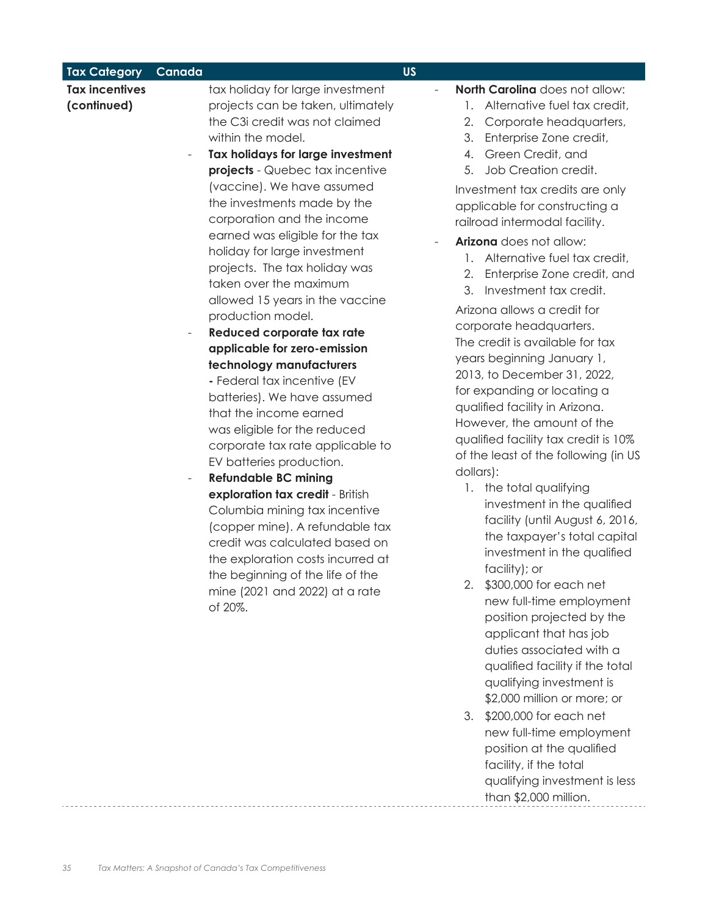| Tax Category | Canada | US |
|---|---|---|
| **Tax incentives (continued)** | tax holiday for large investment projects can be taken, ultimately the C3i credit was not claimed within the model.<br>- **Tax holidays for large investment projects** - Quebec tax incentive (vaccine). We have assumed the investments made by the corporation and the income earned was eligible for the tax holiday for large investment projects. The tax holiday was taken over the maximum allowed 15 years in the vaccine production model.<br>- **Reduced corporate tax rate applicable for zero-emission technology manufacturers** - Federal tax incentive (EV batteries). We have assumed that the income earned was eligible for the reduced corporate tax rate applicable to EV batteries production.<br>- **Refundable BC mining exploration tax credit** - British Columbia mining tax incentive (copper mine). A refundable tax credit was calculated based on the exploration costs incurred at the beginning of the life of the mine (2021 and 2022) at a rate of 20%. | - **North Carolina** does not allow:<br>1. Alternative fuel tax credit,<br>2. Corporate headquarters,<br>3. Enterprise Zone credit,<br>4. Green Credit, and<br>5. Job Creation credit.<br>Investment tax credits are only applicable for constructing a railroad intermodal facility.<br>- **Arizona** does not allow:<br>1. Alternative fuel tax credit,<br>2. Enterprise Zone credit, and<br>3. Investment tax credit.<br>Arizona allows a credit for corporate headquarters. The credit is available for tax years beginning January 1, 2013, to December 31, 2022, for expanding or locating a qualified facility in Arizona. However, the amount of the qualified facility tax credit is 10% of the least of the following (in US dollars):<br>1. the total qualifying investment in the qualified facility (until August 6, 2016, the taxpayer's total capital investment in the qualified facility); or<br>2. $300,000 for each net new full-time employment position projected by the applicant that has job duties associated with a qualified facility if the total qualifying investment is $2,000 million or more; or<br>3. $200,000 for each net new full-time employment position at the qualified facility, if the total qualifying investment is less than $2,000 million. |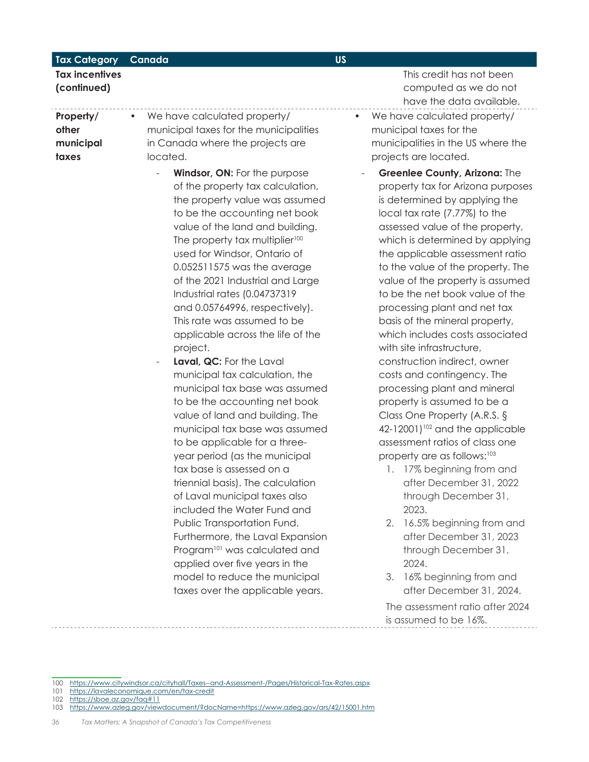| Tax Category | Canada | US |
|---|---|---|
| **Tax incentives (continued)** | | This credit has not been computed as we do not have the data available. |
| **Property/ other municipal taxes** | • We have calculated property/ municipal taxes for the municipalities in Canada where the projects are located.<br>- **Windsor, ON:** For the purpose of the property tax calculation, the property value was assumed to be the accounting net book value of the land and building. The property tax multiplier[100] used for Windsor, Ontario of 0.052511575 was the average of the 2021 Industrial and Large Industrial rates (0.04737319 and 0.05764996, respectively). This rate was assumed to be applicable across the life of the project.<br>- **Laval, QC:** For the Laval municipal tax calculation, the municipal tax base was assumed to be the accounting net book value of land and building. The municipal tax base was assumed to be applicable for a three-year period (as the municipal tax base is assessed on a triennial basis). The calculation of Laval municipal taxes also included the Water Fund and Public Transportation Fund. Furthermore, the Laval Expansion Program[101] was calculated and applied over five years in the model to reduce the municipal taxes over the applicable years. | • We have calculated property/ municipal taxes for the municipalities in the US where the projects are located.<br>- **Greenlee County, Arizona:** The property tax for Arizona purposes is determined by applying the local tax rate (7.77%) to the assessed value of the property, which is determined by applying the applicable assessment ratio to the value of the property. The value of the property is assumed to be the net book value of the processing plant and net tax basis of the mineral property, which includes costs associated with site infrastructure, construction indirect, owner costs and contingency. The processing plant and mineral property is assumed to be a Class One Property (A.R.S. § 42-12001)[102] and the applicable assessment ratios of class one property are as follows:[103]<br>1. 17% beginning from and after December 31, 2022 through December 31, 2023.<br>2. 16.5% beginning from and after December 31, 2023 through December 31, 2024.<br>3. 16% beginning from and after December 31, 2024.<br>The assessment ratio after 2024 is assumed to be 16%. |

100 https://www.citywindsor.ca/cityhall/Taxes--and-Assessment-/Pages/Historical-Tax-Rates.aspx
101 https://lavaleconomique.com/en/tax-credit
102 https://sboe.az.gov/faq#11
103 https://www.azleg.gov/viewdocument/?docName=https://www.azleg.gov/ars/42/15001.htm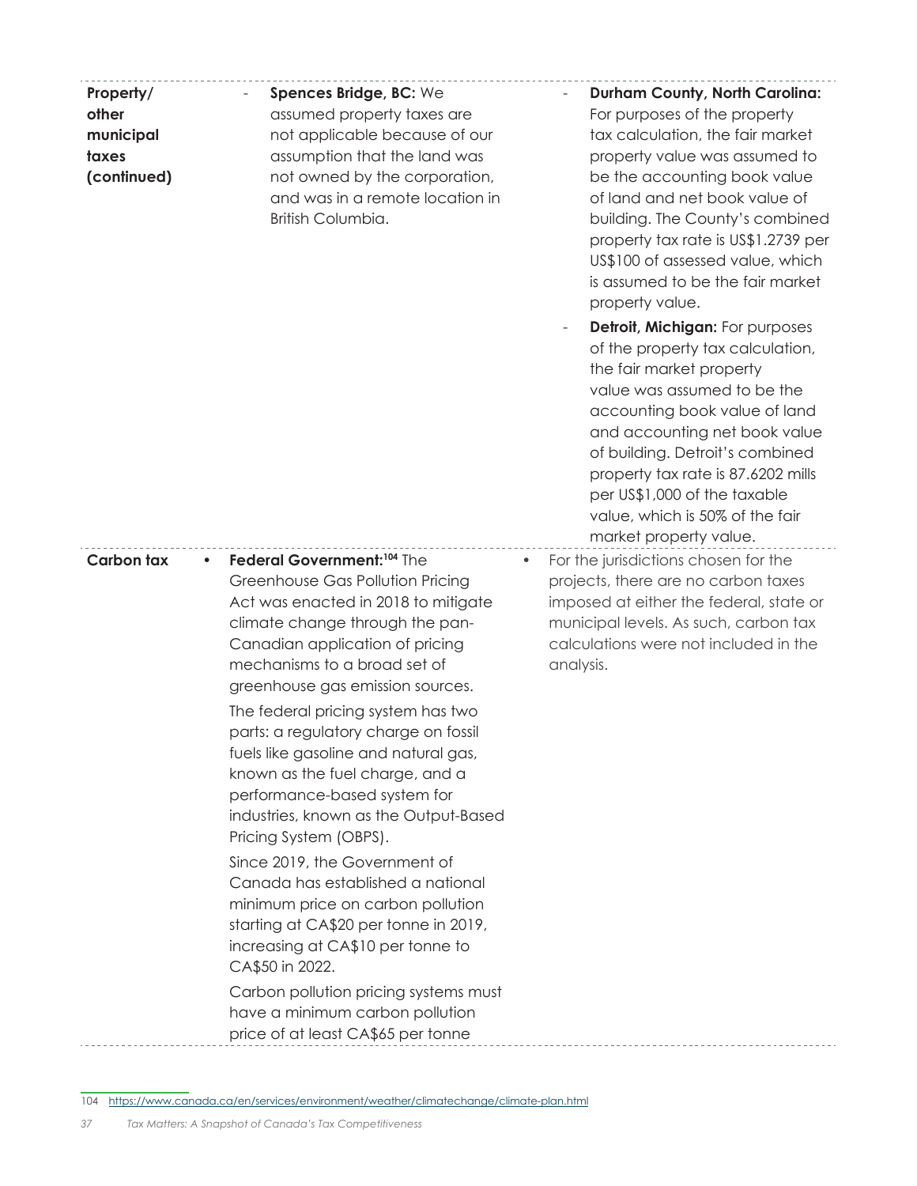| | | |
|---|---|---|
| **Property/ other municipal taxes (continued)** | - **Spences Bridge, BC:** We assumed property taxes are not applicable because of our assumption that the land was not owned by the corporation, and was in a remote location in British Columbia. | - **Durham County, North Carolina:** For purposes of the property tax calculation, the fair market property value was assumed to be the accounting book value of land and net book value of building. The County's combined property tax rate is US$1.2739 per US$100 of assessed value, which is assumed to be the fair market property value.<br>- **Detroit, Michigan:** For purposes of the property tax calculation, the fair market property value was assumed to be the accounting book value of land and accounting net book value of building. Detroit's combined property tax rate is 87.6202 mills per US$1,000 of the taxable value, which is 50% of the fair market property value. |
| **Carbon tax** | • **Federal Government:**[104] The Greenhouse Gas Pollution Pricing Act was enacted in 2018 to mitigate climate change through the pan-Canadian application of pricing mechanisms to a broad set of greenhouse gas emission sources.<br>The federal pricing system has two parts: a regulatory charge on fossil fuels like gasoline and natural gas, known as the fuel charge, and a performance-based system for industries, known as the Output-Based Pricing System (OBPS).<br>Since 2019, the Government of Canada has established a national minimum price on carbon pollution starting at CA$20 per tonne in 2019, increasing at CA$10 per tonne to CA$50 in 2022.<br>Carbon pollution pricing systems must have a minimum carbon pollution price of at least CA$65 per tonne | • For the jurisdictions chosen for the projects, there are no carbon taxes imposed at either the federal, state or municipal levels. As such, carbon tax calculations were not included in the analysis. |

104 https://www.canada.ca/en/services/environment/weather/climatechange/climate-plan.html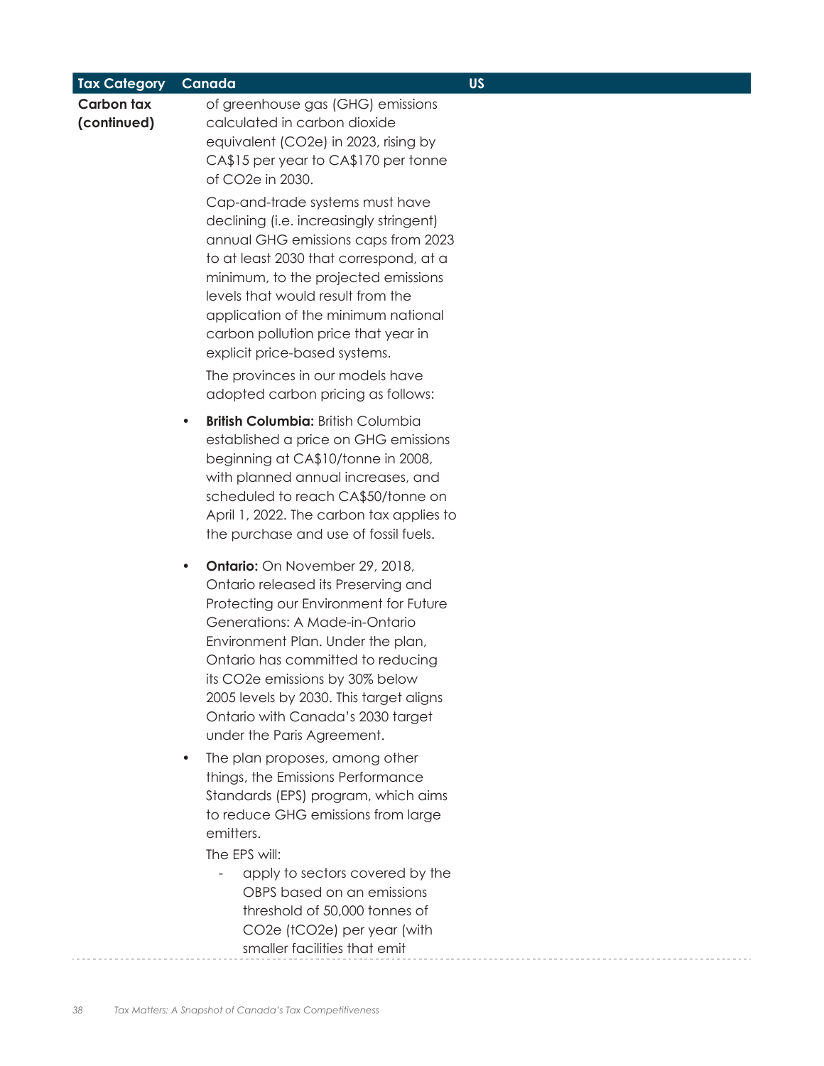| Tax Category | Canada | US |
|---|---|---|
| **Carbon tax (continued)** | of greenhouse gas (GHG) emissions calculated in carbon dioxide equivalent ($CO_2e$) in 2023, rising by CA$15 per year to CA$170 per tonne of $CO_2e$ in 2030.<br><br>Cap-and-trade systems must have declining (i.e. increasingly stringent) annual GHG emissions caps from 2023 to at least 2030 that correspond, at a minimum, to the projected emissions levels that would result from the application of the minimum national carbon pollution price that year in explicit price-based systems.<br><br>The provinces in our models have adopted carbon pricing as follows:<br><br>• **British Columbia:** British Columbia established a price on GHG emissions beginning at CA$10/tonne in 2008, with planned annual increases, and scheduled to reach CA$50/tonne on April 1, 2022. The carbon tax applies to the purchase and use of fossil fuels.<br><br>• **Ontario:** On November 29, 2018, Ontario released its Preserving and Protecting our Environment for Future Generations: A Made-in-Ontario Environment Plan. Under the plan, Ontario has committed to reducing its $CO_2e$ emissions by 30% below 2005 levels by 2030. This target aligns Ontario with Canada's 2030 target under the Paris Agreement.<br><br>• The plan proposes, among other things, the Emissions Performance Standards (EPS) program, which aims to reduce GHG emissions from large emitters.<br><br>The EPS will:<br>- apply to sectors covered by the OBPS based on an emissions threshold of 50,000 tonnes of $CO_2e$ ($tCO_2e$) per year (with smaller facilities that emit | |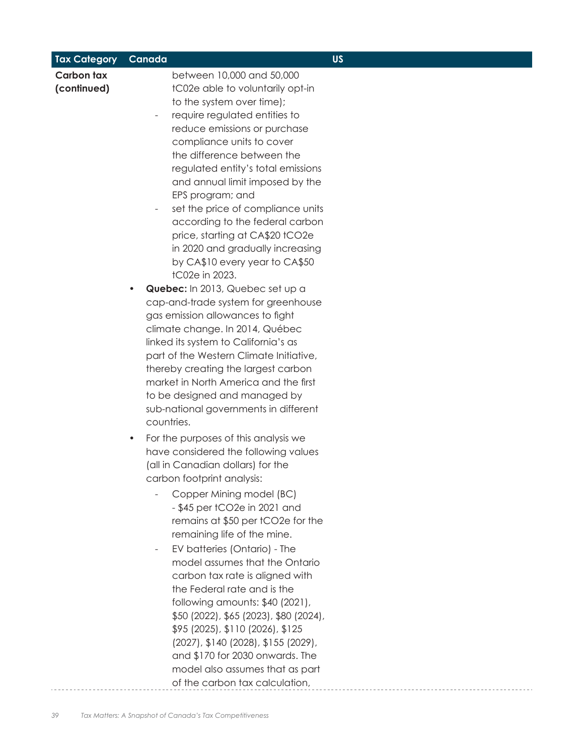| Tax Category | Canada | US |
|---|---|---|
| **Carbon tax (continued)** | between 10,000 and 50,000 tC02e able to voluntarily opt-in to the system over time);<br>- require regulated entities to reduce emissions or purchase compliance units to cover the difference between the regulated entity's total emissions and annual limit imposed by the EPS program; and<br>- set the price of compliance units according to the federal carbon price, starting at CA$20 tCO2e in 2020 and gradually increasing by CA$10 every year to CA$50 tC02e in 2023.<br>• **Quebec:** In 2013, Quebec set up a cap-and-trade system for greenhouse gas emission allowances to fight climate change. In 2014, Québec linked its system to California's as part of the Western Climate Initiative, thereby creating the largest carbon market in North America and the first to be designed and managed by sub-national governments in different countries.<br>• For the purposes of this analysis we have considered the following values (all in Canadian dollars) for the carbon footprint analysis:<br>- Copper Mining model (BC) - $45 per tCO2e in 2021 and remains at $50 per tCO2e for the remaining life of the mine.<br>- EV batteries (Ontario) - The model assumes that the Ontario carbon tax rate is aligned with the Federal rate and is the following amounts: $40 (2021), $50 (2022), $65 (2023), $80 (2024), $95 (2025), $110 (2026), $125 (2027), $140 (2028), $155 (2029), and $170 for 2030 onwards. The model also assumes that as part of the carbon tax calculation, | |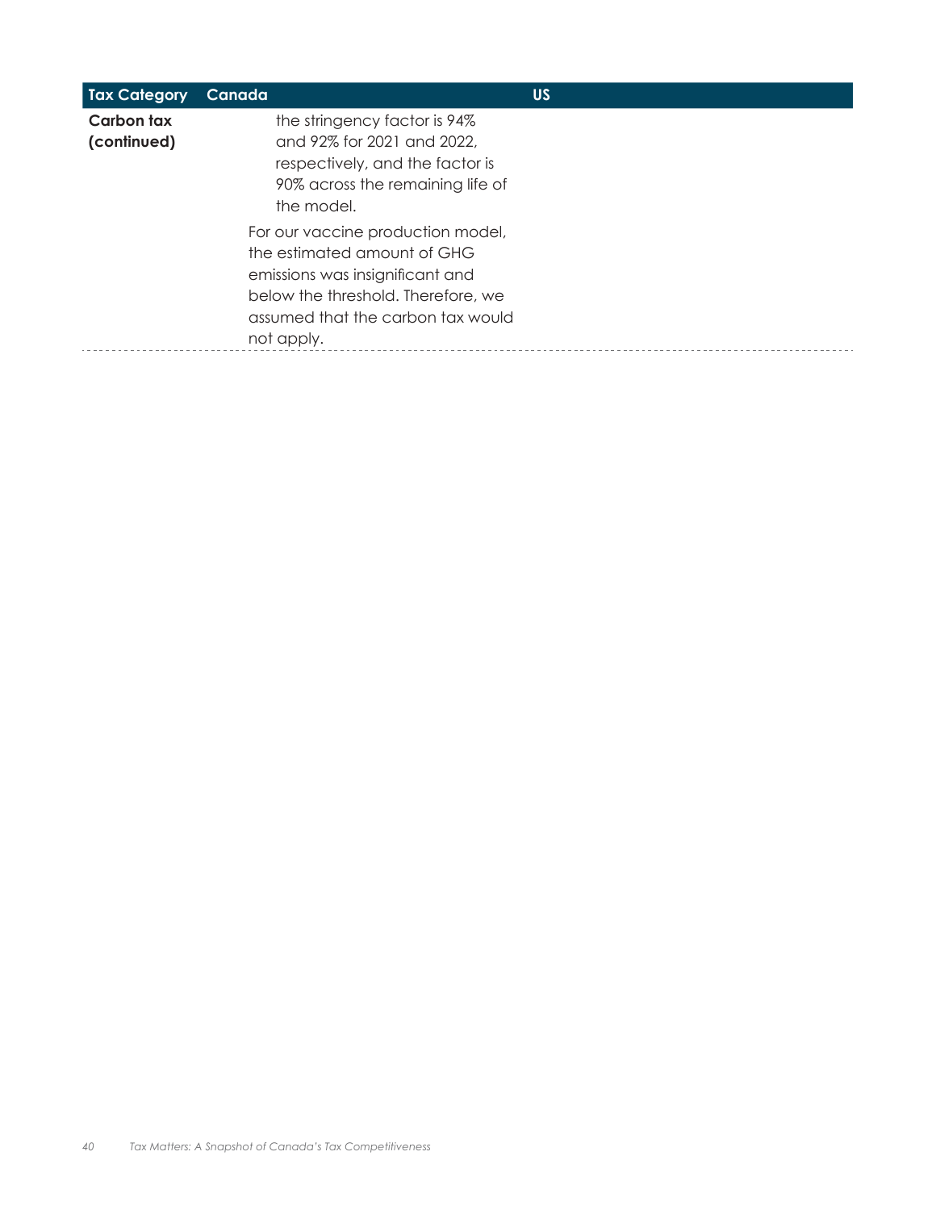| Tax Category | Canada | US |
| --- | --- | --- |
| **Carbon tax (continued)** | the stringency factor is 94% and 92% for 2021 and 2022, respectively, and the factor is 90% across the remaining life of the model.<br><br>For our vaccine production model, the estimated amount of GHG emissions was insignificant and below the threshold. Therefore, we assumed that the carbon tax would not apply. | |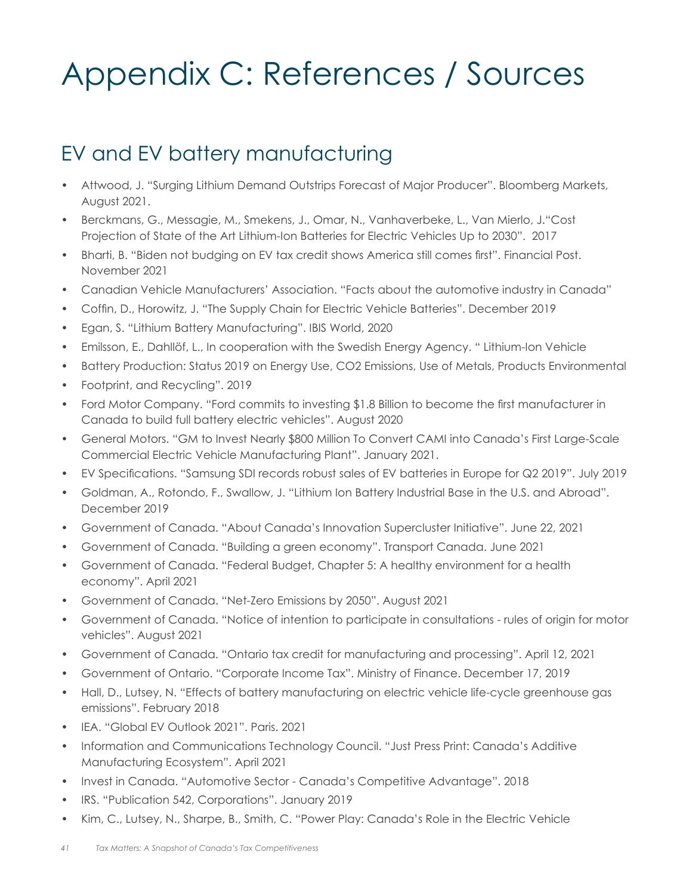# Appendix C: References / Sources

## EV and EV battery manufacturing

- Attwood, J. "Surging Lithium Demand Outstrips Forecast of Major Producer". Bloomberg Markets, August 2021.
- Berckmans, G., Messagie, M., Smekens, J., Omar, N., Vanhaverbeke, L., Van Mierlo, J."Cost Projection of State of the Art Lithium-Ion Batteries for Electric Vehicles Up to 2030". 2017
- Bharti, B. "Biden not budging on EV tax credit shows America still comes first". Financial Post. November 2021
- Canadian Vehicle Manufacturers' Association. "Facts about the automotive industry in Canada"
- Coffin, D., Horowitz, J. "The Supply Chain for Electric Vehicle Batteries". December 2019
- Egan, S. "Lithium Battery Manufacturing". IBIS World, 2020
- Emilsson, E., Dahllöf, L., In cooperation with the Swedish Energy Agency. " Lithium-Ion Vehicle
- Battery Production: Status 2019 on Energy Use, CO2 Emissions, Use of Metals, Products Environmental
- Footprint, and Recycling". 2019
- Ford Motor Company. "Ford commits to investing $1.8 Billion to become the first manufacturer in Canada to build full battery electric vehicles". August 2020
- General Motors. "GM to Invest Nearly $800 Million To Convert CAMI into Canada's First Large-Scale Commercial Electric Vehicle Manufacturing Plant". January 2021.
- EV Specifications. "Samsung SDI records robust sales of EV batteries in Europe for Q2 2019". July 2019
- Goldman, A., Rotondo, F., Swallow, J. "Lithium Ion Battery Industrial Base in the U.S. and Abroad". December 2019
- Government of Canada. "About Canada's Innovation Supercluster Initiative". June 22, 2021
- Government of Canada. "Building a green economy". Transport Canada. June 2021
- Government of Canada. "Federal Budget, Chapter 5: A healthy environment for a health economy". April 2021
- Government of Canada. "Net-Zero Emissions by 2050". August 2021
- Government of Canada. "Notice of intention to participate in consultations - rules of origin for motor vehicles". August 2021
- Government of Canada. "Ontario tax credit for manufacturing and processing". April 12, 2021
- Government of Ontario. "Corporate Income Tax". Ministry of Finance. December 17, 2019
- Hall, D., Lutsey, N. "Effects of battery manufacturing on electric vehicle life-cycle greenhouse gas emissions". February 2018
- IEA. "Global EV Outlook 2021". Paris. 2021
- Information and Communications Technology Council. "Just Press Print: Canada's Additive Manufacturing Ecosystem". April 2021
- Invest in Canada. "Automotive Sector - Canada's Competitive Advantage". 2018
- IRS. "Publication 542, Corporations". January 2019
- Kim, C., Lutsey, N., Sharpe, B., Smith, C. "Power Play: Canada's Role in the Electric Vehicle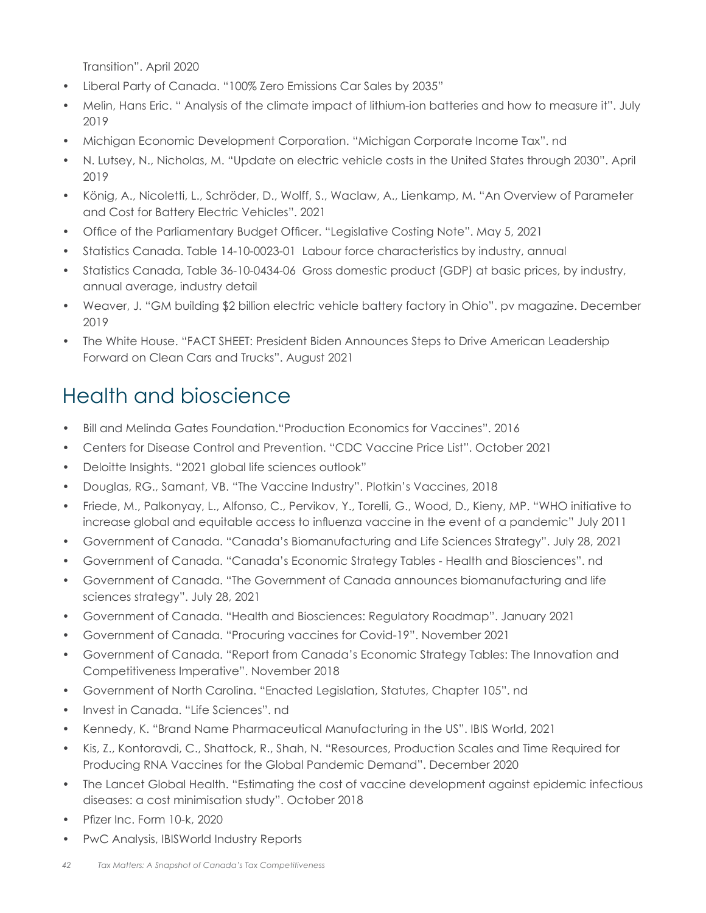Transition". April 2020

- Liberal Party of Canada. "100% Zero Emissions Car Sales by 2035"
- Melin, Hans Eric. " Analysis of the climate impact of lithium-ion batteries and how to measure it". July 2019
- Michigan Economic Development Corporation. "Michigan Corporate Income Tax". nd
- N. Lutsey, N., Nicholas, M. "Update on electric vehicle costs in the United States through 2030". April 2019
- König, A., Nicoletti, L., Schröder, D., Wolff, S., Waclaw, A., Lienkamp, M. "An Overview of Parameter and Cost for Battery Electric Vehicles". 2021
- Office of the Parliamentary Budget Officer. "Legislative Costing Note". May 5, 2021
- Statistics Canada. Table 14-10-0023-01 Labour force characteristics by industry, annual
- Statistics Canada, Table 36-10-0434-06 Gross domestic product (GDP) at basic prices, by industry, annual average, industry detail
- Weaver, J. "GM building $2 billion electric vehicle battery factory in Ohio". pv magazine. December 2019
- The White House. "FACT SHEET: President Biden Announces Steps to Drive American Leadership Forward on Clean Cars and Trucks". August 2021

## Health and bioscience

- Bill and Melinda Gates Foundation."Production Economics for Vaccines". 2016
- Centers for Disease Control and Prevention. "CDC Vaccine Price List". October 2021
- Deloitte Insights. "2021 global life sciences outlook"
- Douglas, RG., Samant, VB. "The Vaccine Industry". Plotkin's Vaccines, 2018
- Friede, M., Palkonyay, L., Alfonso, C., Pervikov, Y., Torelli, G., Wood, D., Kieny, MP. "WHO initiative to increase global and equitable access to influenza vaccine in the event of a pandemic" July 2011
- Government of Canada. "Canada's Biomanufacturing and Life Sciences Strategy". July 28, 2021
- Government of Canada. "Canada's Economic Strategy Tables - Health and Biosciences". nd
- Government of Canada. "The Government of Canada announces biomanufacturing and life sciences strategy". July 28, 2021
- Government of Canada. "Health and Biosciences: Regulatory Roadmap". January 2021
- Government of Canada. "Procuring vaccines for Covid-19". November 2021
- Government of Canada. "Report from Canada's Economic Strategy Tables: The Innovation and Competitiveness Imperative". November 2018
- Government of North Carolina. "Enacted Legislation, Statutes, Chapter 105". nd
- Invest in Canada. "Life Sciences". nd
- Kennedy, K. "Brand Name Pharmaceutical Manufacturing in the US". IBIS World, 2021
- Kis, Z., Kontoravdi, C., Shattock, R., Shah, N. "Resources, Production Scales and Time Required for Producing RNA Vaccines for the Global Pandemic Demand". December 2020
- The Lancet Global Health. "Estimating the cost of vaccine development against epidemic infectious diseases: a cost minimisation study". October 2018
- Pfizer Inc. Form 10-k, 2020
- PwC Analysis, IBISWorld Industry Reports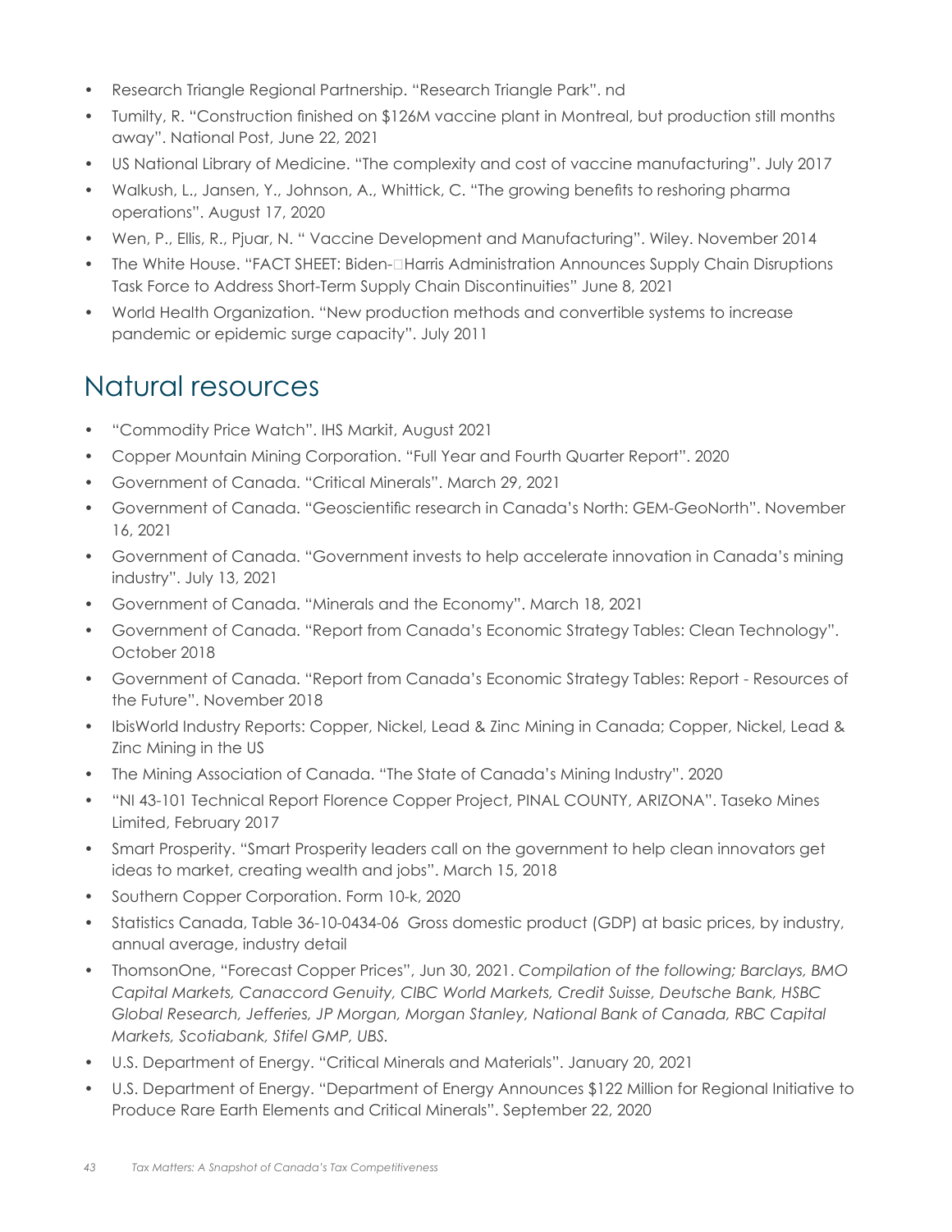- Research Triangle Regional Partnership. "Research Triangle Park". nd
- Tumilty, R. "Construction finished on $126M vaccine plant in Montreal, but production still months away". National Post, June 22, 2021
- US National Library of Medicine. "The complexity and cost of vaccine manufacturing". July 2017
- Walkush, L., Jansen, Y., Johnson, A., Whittick, C. "The growing benefits to reshoring pharma operations". August 17, 2020
- Wen, P., Ellis, R., Pjuar, N. " Vaccine Development and Manufacturing". Wiley. November 2014
- The White House. "FACT SHEET: Biden-Harris Administration Announces Supply Chain Disruptions Task Force to Address Short-Term Supply Chain Discontinuities" June 8, 2021
- World Health Organization. "New production methods and convertible systems to increase pandemic or epidemic surge capacity". July 2011

# Natural resources

- "Commodity Price Watch". IHS Markit, August 2021
- Copper Mountain Mining Corporation. "Full Year and Fourth Quarter Report". 2020
- Government of Canada. "Critical Minerals". March 29, 2021
- Government of Canada. "Geoscientific research in Canada's North: GEM-GeoNorth". November 16, 2021
- Government of Canada. "Government invests to help accelerate innovation in Canada's mining industry". July 13, 2021
- Government of Canada. "Minerals and the Economy". March 18, 2021
- Government of Canada. "Report from Canada's Economic Strategy Tables: Clean Technology". October 2018
- Government of Canada. "Report from Canada's Economic Strategy Tables: Report - Resources of the Future". November 2018
- IbisWorld Industry Reports: Copper, Nickel, Lead & Zinc Mining in Canada; Copper, Nickel, Lead & Zinc Mining in the US
- The Mining Association of Canada. "The State of Canada's Mining Industry". 2020
- "NI 43-101 Technical Report Florence Copper Project, PINAL COUNTY, ARIZONA". Taseko Mines Limited, February 2017
- Smart Prosperity. "Smart Prosperity leaders call on the government to help clean innovators get ideas to market, creating wealth and jobs". March 15, 2018
- Southern Copper Corporation. Form 10-k, 2020
- Statistics Canada, Table 36-10-0434-06 Gross domestic product (GDP) at basic prices, by industry, annual average, industry detail
- ThomsonOne, "Forecast Copper Prices", Jun 30, 2021. *Compilation of the following; Barclays, BMO Capital Markets, Canaccord Genuity, CIBC World Markets, Credit Suisse, Deutsche Bank, HSBC Global Research, Jefferies, JP Morgan, Morgan Stanley, National Bank of Canada, RBC Capital Markets, Scotiabank, Stifel GMP, UBS.*
- U.S. Department of Energy. "Critical Minerals and Materials". January 20, 2021
- U.S. Department of Energy. "Department of Energy Announces $122 Million for Regional Initiative to Produce Rare Earth Elements and Critical Minerals". September 22, 2020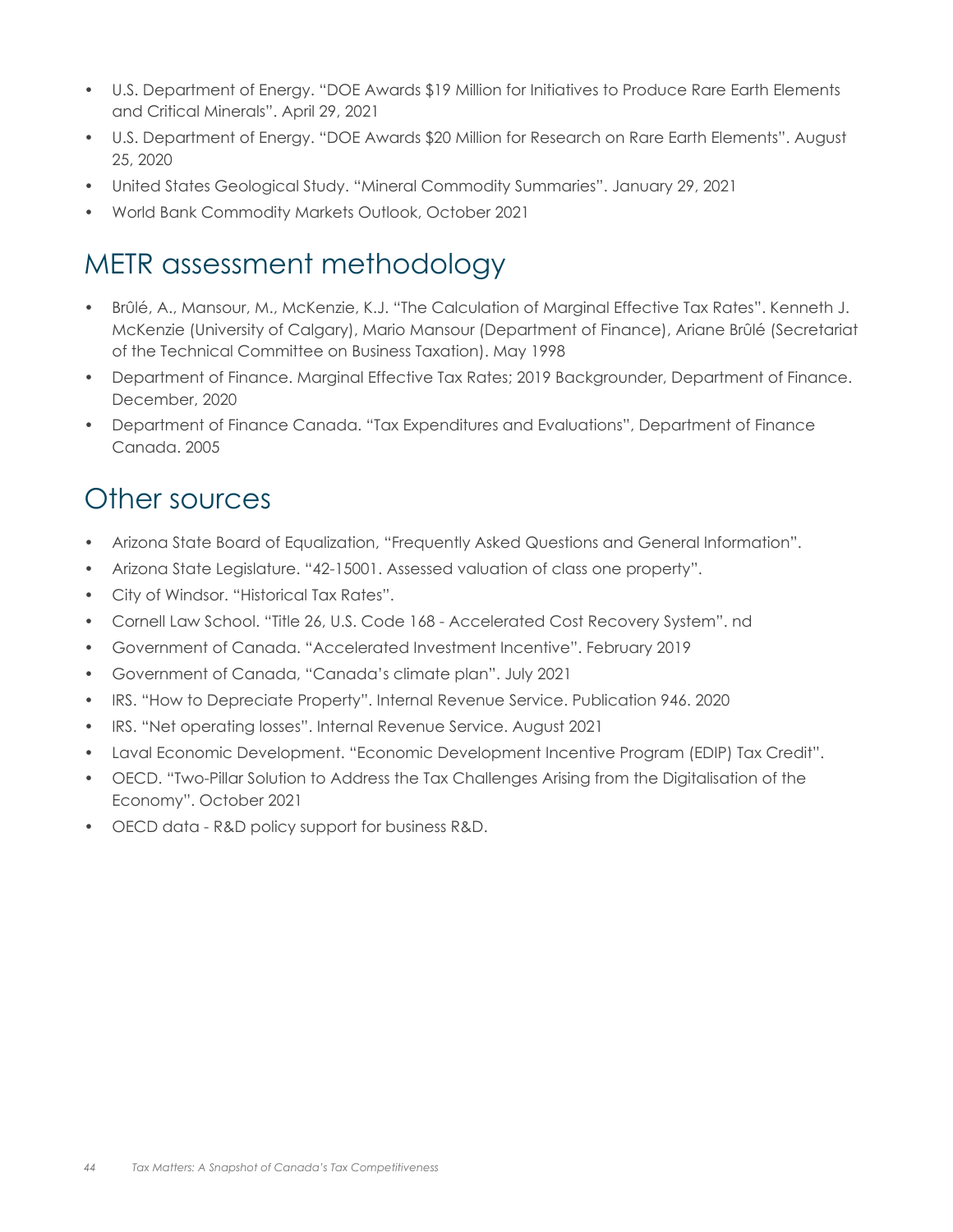- U.S. Department of Energy. "DOE Awards $19 Million for Initiatives to Produce Rare Earth Elements and Critical Minerals". April 29, 2021
- U.S. Department of Energy. "DOE Awards $20 Million for Research on Rare Earth Elements". August 25, 2020
- United States Geological Study. "Mineral Commodity Summaries". January 29, 2021
- World Bank Commodity Markets Outlook, October 2021

## METR assessment methodology

- Brûlé, A., Mansour, M., McKenzie, K.J. "The Calculation of Marginal Effective Tax Rates". Kenneth J. McKenzie (University of Calgary), Mario Mansour (Department of Finance), Ariane Brûlé (Secretariat of the Technical Committee on Business Taxation). May 1998
- Department of Finance. Marginal Effective Tax Rates; 2019 Backgrounder, Department of Finance. December, 2020
- Department of Finance Canada. "Tax Expenditures and Evaluations", Department of Finance Canada. 2005

## Other sources

- Arizona State Board of Equalization, "Frequently Asked Questions and General Information".
- Arizona State Legislature. "42-15001. Assessed valuation of class one property".
- City of Windsor. "Historical Tax Rates".
- Cornell Law School. "Title 26, U.S. Code 168 - Accelerated Cost Recovery System". nd
- Government of Canada. "Accelerated Investment Incentive". February 2019
- Government of Canada, "Canada's climate plan". July 2021
- IRS. "How to Depreciate Property". Internal Revenue Service. Publication 946. 2020
- IRS. "Net operating losses". Internal Revenue Service. August 2021
- Laval Economic Development. "Economic Development Incentive Program (EDIP) Tax Credit".
- OECD. "Two-Pillar Solution to Address the Tax Challenges Arising from the Digitalisation of the Economy". October 2021
- OECD data - R&D policy support for business R&D.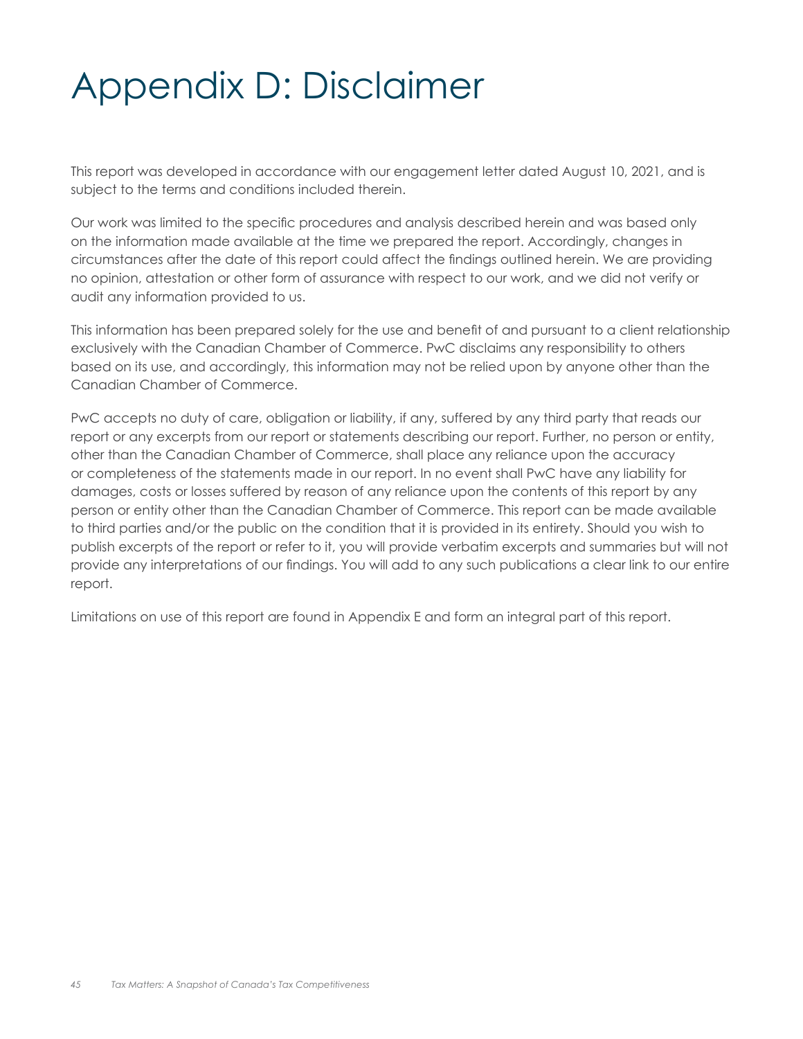# Appendix D: Disclaimer

This report was developed in accordance with our engagement letter dated August 10, 2021, and is subject to the terms and conditions included therein.

Our work was limited to the specific procedures and analysis described herein and was based only on the information made available at the time we prepared the report. Accordingly, changes in circumstances after the date of this report could affect the findings outlined herein. We are providing no opinion, attestation or other form of assurance with respect to our work, and we did not verify or audit any information provided to us.

This information has been prepared solely for the use and benefit of and pursuant to a client relationship exclusively with the Canadian Chamber of Commerce. PwC disclaims any responsibility to others based on its use, and accordingly, this information may not be relied upon by anyone other than the Canadian Chamber of Commerce.

PwC accepts no duty of care, obligation or liability, if any, suffered by any third party that reads our report or any excerpts from our report or statements describing our report. Further, no person or entity, other than the Canadian Chamber of Commerce, shall place any reliance upon the accuracy or completeness of the statements made in our report. In no event shall PwC have any liability for damages, costs or losses suffered by reason of any reliance upon the contents of this report by any person or entity other than the Canadian Chamber of Commerce. This report can be made available to third parties and/or the public on the condition that it is provided in its entirety. Should you wish to publish excerpts of the report or refer to it, you will provide verbatim excerpts and summaries but will not provide any interpretations of our findings. You will add to any such publications a clear link to our entire report.

Limitations on use of this report are found in Appendix E and form an integral part of this report.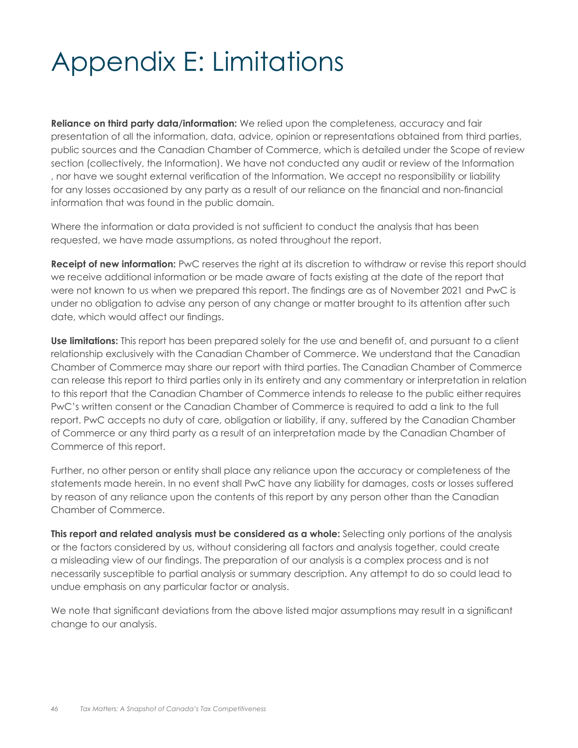# Appendix E: Limitations

**Reliance on third party data/information:** We relied upon the completeness, accuracy and fair presentation of all the information, data, advice, opinion or representations obtained from third parties, public sources and the Canadian Chamber of Commerce, which is detailed under the Scope of review section (collectively, the Information). We have not conducted any audit or review of the Information , nor have we sought external verification of the Information. We accept no responsibility or liability for any losses occasioned by any party as a result of our reliance on the financial and non-financial information that was found in the public domain.

Where the information or data provided is not sufficient to conduct the analysis that has been requested, we have made assumptions, as noted throughout the report.

**Receipt of new information:** PwC reserves the right at its discretion to withdraw or revise this report should we receive additional information or be made aware of facts existing at the date of the report that were not known to us when we prepared this report. The findings are as of November 2021 and PwC is under no obligation to advise any person of any change or matter brought to its attention after such date, which would affect our findings.

**Use limitations:** This report has been prepared solely for the use and benefit of, and pursuant to a client relationship exclusively with the Canadian Chamber of Commerce. We understand that the Canadian Chamber of Commerce may share our report with third parties. The Canadian Chamber of Commerce can release this report to third parties only in its entirety and any commentary or interpretation in relation to this report that the Canadian Chamber of Commerce intends to release to the public either requires PwC's written consent or the Canadian Chamber of Commerce is required to add a link to the full report. PwC accepts no duty of care, obligation or liability, if any, suffered by the Canadian Chamber of Commerce or any third party as a result of an interpretation made by the Canadian Chamber of Commerce of this report.

Further, no other person or entity shall place any reliance upon the accuracy or completeness of the statements made herein. In no event shall PwC have any liability for damages, costs or losses suffered by reason of any reliance upon the contents of this report by any person other than the Canadian Chamber of Commerce.

**This report and related analysis must be considered as a whole:** Selecting only portions of the analysis or the factors considered by us, without considering all factors and analysis together, could create a misleading view of our findings. The preparation of our analysis is a complex process and is not necessarily susceptible to partial analysis or summary description. Any attempt to do so could lead to undue emphasis on any particular factor or analysis.

We note that significant deviations from the above listed major assumptions may result in a significant change to our analysis.